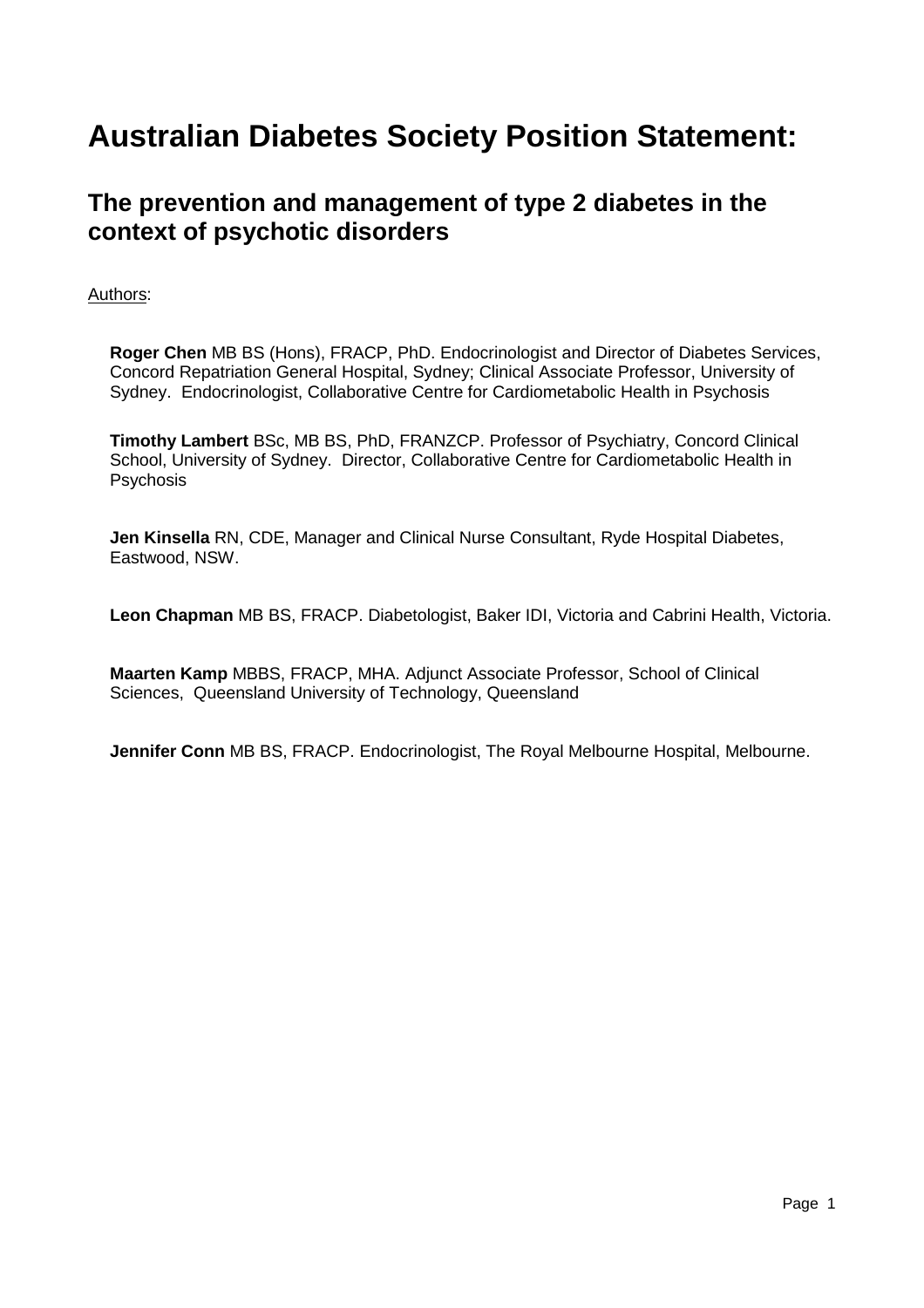# Australian Diabetes Society Position Statement:

## The prevention and management of type 2 diabetes in the context of psychotic disorders

Authors:

**Roger Chen** MB BS (Hons), FRACP, PhD. Endocrinologist and Director of Diabetes Services, Concord Repatriation General Hospital, Sydney; Clinical Associate Professor, University of Sydney. Endocrinologist, Collaborative Centre for Cardiometabolic Health in Psychosis

**Timothy Lambert** BSc, MB BS, PhD, FRANZCP. Professor of Psychiatry, Concord Clinical School, University of Sydney. Director, Collaborative Centre for Cardiometabolic Health in Psychosis

**Jen Kinsella** RN, CDE, Manager and Clinical Nurse Consultant, Ryde Hospital Diabetes, Eastwood, NSW.

**Leon Chapman** MB BS, FRACP. Diabetologist, Baker IDI, Victoria and Cabrini Health, Victoria.

**Maarten Kamp** MBBS, FRACP, MHA. Adjunct Associate Professor, School of Clinical Sciences, Queensland University of Technology, Queensland

**Jennifer Conn** MB BS, FRACP. Endocrinologist, The Royal Melbourne Hospital, Melbourne.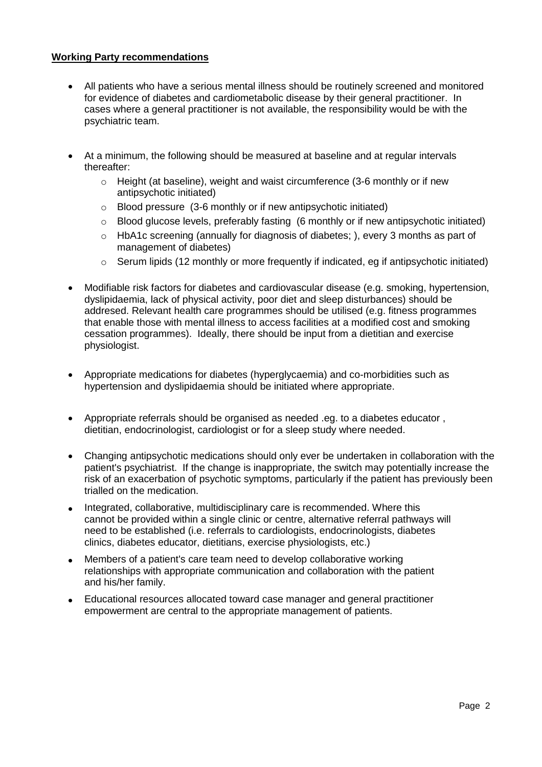**Working Party recommendations**

- All patients who have a serious mental illness should be routinely screened and monitored for evidence of diabetes and cardiometabolic disease by their general practitioner. In cases where a general practitioner is not available, the responsibility would be with the psychiatric team.

- At a minimum, the following should be measured at baseline and at regular intervals thereafter:
  - Height (at baseline), weight and waist circumference (3-6 monthly or if new antipsychotic initiated)
  - Blood pressure (3-6 monthly or if new antipsychotic initiated)
  - Blood glucose levels, preferably fasting (6 monthly or if new antipsychotic initiated)
  - HbA1c screening (annually for diagnosis of diabetes; ), every 3 months as part of management of diabetes)
  - Serum lipids (12 monthly or more frequently if indicated, eg if antipsychotic initiated)

- Modifiable risk factors for diabetes and cardiovascular disease (e.g. smoking, hypertension, dyslipidaemia, lack of physical activity, poor diet and sleep disturbances) should be addresed. Relevant health care programmes should be utilised (e.g. fitness programmes that enable those with mental illness to access facilities at a modified cost and smoking cessation programmes). Ideally, there should be input from a dietitian and exercise physiologist.

- Appropriate medications for diabetes (hyperglycaemia) and co-morbidities such as hypertension and dyslipidaemia should be initiated where appropriate.

- Appropriate referrals should be organised as needed .eg. to a diabetes educator , dietitian, endocrinologist, cardiologist or for a sleep study where needed.

- Changing antipsychotic medications should only ever be undertaken in collaboration with the patient's psychiatrist. If the change is inappropriate, the switch may potentially increase the risk of an exacerbation of psychotic symptoms, particularly if the patient has previously been trialled on the medication.

- Integrated, collaborative, multidisciplinary care is recommended. Where this cannot be provided within a single clinic or centre, alternative referral pathways will need to be established (i.e. referrals to cardiologists, endocrinologists, diabetes clinics, diabetes educator, dietitians, exercise physiologists, etc.)

- Members of a patient's care team need to develop collaborative working relationships with appropriate communication and collaboration with the patient and his/her family.

- Educational resources allocated toward case manager and general practitioner empowerment are central to the appropriate management of patients.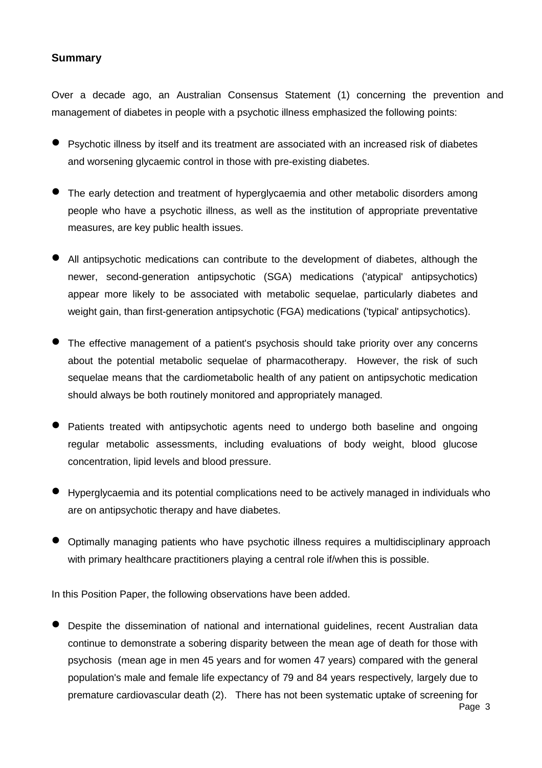## Summary

Over a decade ago, an Australian Consensus Statement (1) concerning the prevention and management of diabetes in people with a psychotic illness emphasized the following points:

- Psychotic illness by itself and its treatment are associated with an increased risk of diabetes and worsening glycaemic control in those with pre-existing diabetes.
- The early detection and treatment of hyperglycaemia and other metabolic disorders among people who have a psychotic illness, as well as the institution of appropriate preventative measures, are key public health issues.
- All antipsychotic medications can contribute to the development of diabetes, although the newer, second-generation antipsychotic (SGA) medications ('atypical' antipsychotics) appear more likely to be associated with metabolic sequelae, particularly diabetes and weight gain, than first-generation antipsychotic (FGA) medications ('typical' antipsychotics).
- The effective management of a patient's psychosis should take priority over any concerns about the potential metabolic sequelae of pharmacotherapy. However, the risk of such sequelae means that the cardiometabolic health of any patient on antipsychotic medication should always be both routinely monitored and appropriately managed.
- Patients treated with antipsychotic agents need to undergo both baseline and ongoing regular metabolic assessments, including evaluations of body weight, blood glucose concentration, lipid levels and blood pressure.
- Hyperglycaemia and its potential complications need to be actively managed in individuals who are on antipsychotic therapy and have diabetes.
- Optimally managing patients who have psychotic illness requires a multidisciplinary approach with primary healthcare practitioners playing a central role if/when this is possible.

In this Position Paper, the following observations have been added.

- Despite the dissemination of national and international guidelines, recent Australian data continue to demonstrate a sobering disparity between the mean age of death for those with psychosis (mean age in men 45 years and for women 47 years) compared with the general population's male and female life expectancy of 79 and 84 years respectively, largely due to premature cardiovascular death (2). There has not been systematic uptake of screening for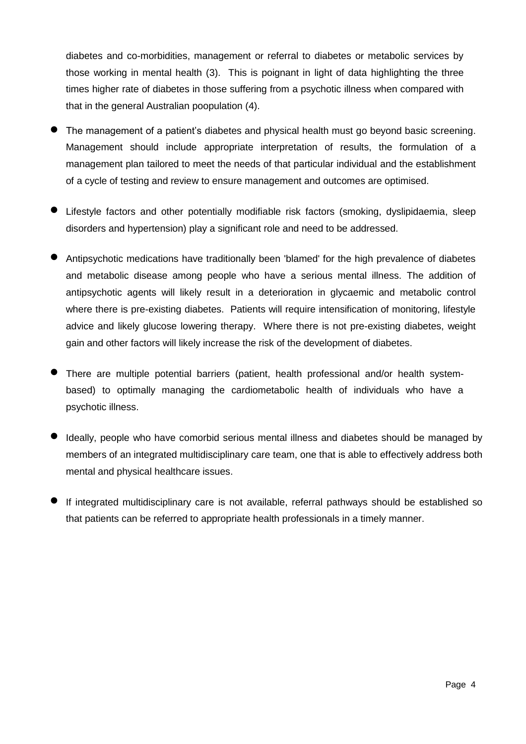diabetes and co-morbidities, management or referral to diabetes or metabolic services by those working in mental health (3). This is poignant in light of data highlighting the three times higher rate of diabetes in those suffering from a psychotic illness when compared with that in the general Australian poopulation (4).

- The management of a patient's diabetes and physical health must go beyond basic screening. Management should include appropriate interpretation of results, the formulation of a management plan tailored to meet the needs of that particular individual and the establishment of a cycle of testing and review to ensure management and outcomes are optimised.

- Lifestyle factors and other potentially modifiable risk factors (smoking, dyslipidaemia, sleep disorders and hypertension) play a significant role and need to be addressed.

- Antipsychotic medications have traditionally been 'blamed' for the high prevalence of diabetes and metabolic disease among people who have a serious mental illness. The addition of antipsychotic agents will likely result in a deterioration in glycaemic and metabolic control where there is pre-existing diabetes. Patients will require intensification of monitoring, lifestyle advice and likely glucose lowering therapy. Where there is not pre-existing diabetes, weight gain and other factors will likely increase the risk of the development of diabetes.

- There are multiple potential barriers (patient, health professional and/or health system-based) to optimally managing the cardiometabolic health of individuals who have a psychotic illness.

- Ideally, people who have comorbid serious mental illness and diabetes should be managed by members of an integrated multidisciplinary care team, one that is able to effectively address both mental and physical healthcare issues.

- If integrated multidisciplinary care is not available, referral pathways should be established so that patients can be referred to appropriate health professionals in a timely manner.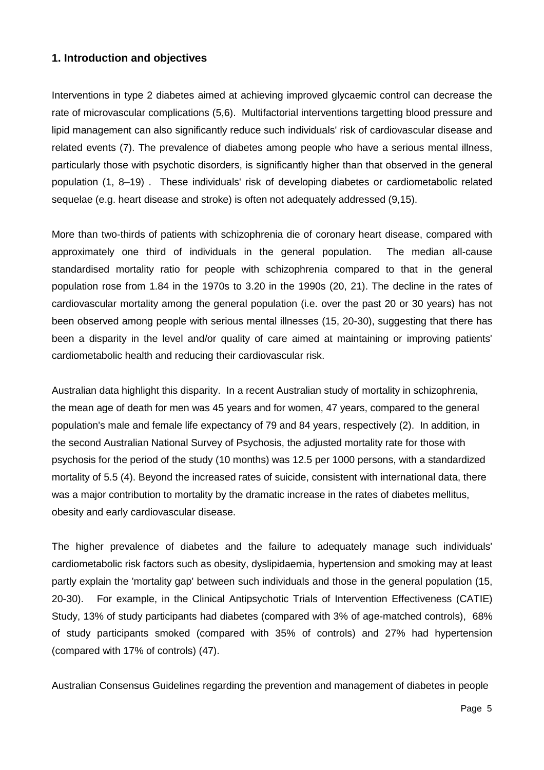## 1. Introduction and objectives

Interventions in type 2 diabetes aimed at achieving improved glycaemic control can decrease the rate of microvascular complications (5,6). Multifactorial interventions targetting blood pressure and lipid management can also significantly reduce such individuals' risk of cardiovascular disease and related events (7). The prevalence of diabetes among people who have a serious mental illness, particularly those with psychotic disorders, is significantly higher than that observed in the general population (1, 8–19) . These individuals' risk of developing diabetes or cardiometabolic related sequelae (e.g. heart disease and stroke) is often not adequately addressed (9,15).

More than two-thirds of patients with schizophrenia die of coronary heart disease, compared with approximately one third of individuals in the general population. The median all-cause standardised mortality ratio for people with schizophrenia compared to that in the general population rose from 1.84 in the 1970s to 3.20 in the 1990s (20, 21). The decline in the rates of cardiovascular mortality among the general population (i.e. over the past 20 or 30 years) has not been observed among people with serious mental illnesses (15, 20-30), suggesting that there has been a disparity in the level and/or quality of care aimed at maintaining or improving patients' cardiometabolic health and reducing their cardiovascular risk.

Australian data highlight this disparity. In a recent Australian study of mortality in schizophrenia, the mean age of death for men was 45 years and for women, 47 years, compared to the general population's male and female life expectancy of 79 and 84 years, respectively (2). In addition, in the second Australian National Survey of Psychosis, the adjusted mortality rate for those with psychosis for the period of the study (10 months) was 12.5 per 1000 persons, with a standardized mortality of 5.5 (4). Beyond the increased rates of suicide, consistent with international data, there was a major contribution to mortality by the dramatic increase in the rates of diabetes mellitus, obesity and early cardiovascular disease.

The higher prevalence of diabetes and the failure to adequately manage such individuals' cardiometabolic risk factors such as obesity, dyslipidaemia, hypertension and smoking may at least partly explain the 'mortality gap' between such individuals and those in the general population (15, 20-30). For example, in the Clinical Antipsychotic Trials of Intervention Effectiveness (CATIE) Study, 13% of study participants had diabetes (compared with 3% of age-matched controls), 68% of study participants smoked (compared with 35% of controls and 27% had hypertension (compared with 17% of controls) (47).

Australian Consensus Guidelines regarding the prevention and management of diabetes in people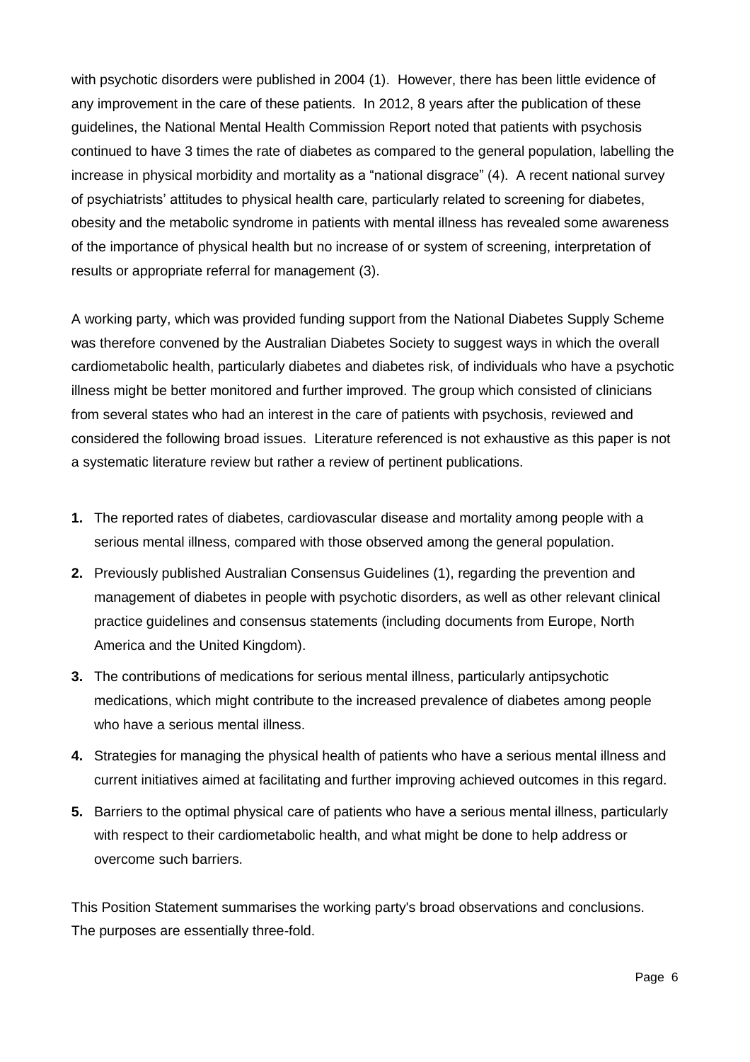with psychotic disorders were published in 2004 (1). However, there has been little evidence of any improvement in the care of these patients. In 2012, 8 years after the publication of these guidelines, the National Mental Health Commission Report noted that patients with psychosis continued to have 3 times the rate of diabetes as compared to the general population, labelling the increase in physical morbidity and mortality as a "national disgrace" (4). A recent national survey of psychiatrists' attitudes to physical health care, particularly related to screening for diabetes, obesity and the metabolic syndrome in patients with mental illness has revealed some awareness of the importance of physical health but no increase of or system of screening, interpretation of results or appropriate referral for management (3).

A working party, which was provided funding support from the National Diabetes Supply Scheme was therefore convened by the Australian Diabetes Society to suggest ways in which the overall cardiometabolic health, particularly diabetes and diabetes risk, of individuals who have a psychotic illness might be better monitored and further improved. The group which consisted of clinicians from several states who had an interest in the care of patients with psychosis, reviewed and considered the following broad issues. Literature referenced is not exhaustive as this paper is not a systematic literature review but rather a review of pertinent publications.

1. The reported rates of diabetes, cardiovascular disease and mortality among people with a serious mental illness, compared with those observed among the general population.
2. Previously published Australian Consensus Guidelines (1), regarding the prevention and management of diabetes in people with psychotic disorders, as well as other relevant clinical practice guidelines and consensus statements (including documents from Europe, North America and the United Kingdom).
3. The contributions of medications for serious mental illness, particularly antipsychotic medications, which might contribute to the increased prevalence of diabetes among people who have a serious mental illness.
4. Strategies for managing the physical health of patients who have a serious mental illness and current initiatives aimed at facilitating and further improving achieved outcomes in this regard.
5. Barriers to the optimal physical care of patients who have a serious mental illness, particularly with respect to their cardiometabolic health, and what might be done to help address or overcome such barriers.

This Position Statement summarises the working party's broad observations and conclusions. The purposes are essentially three-fold.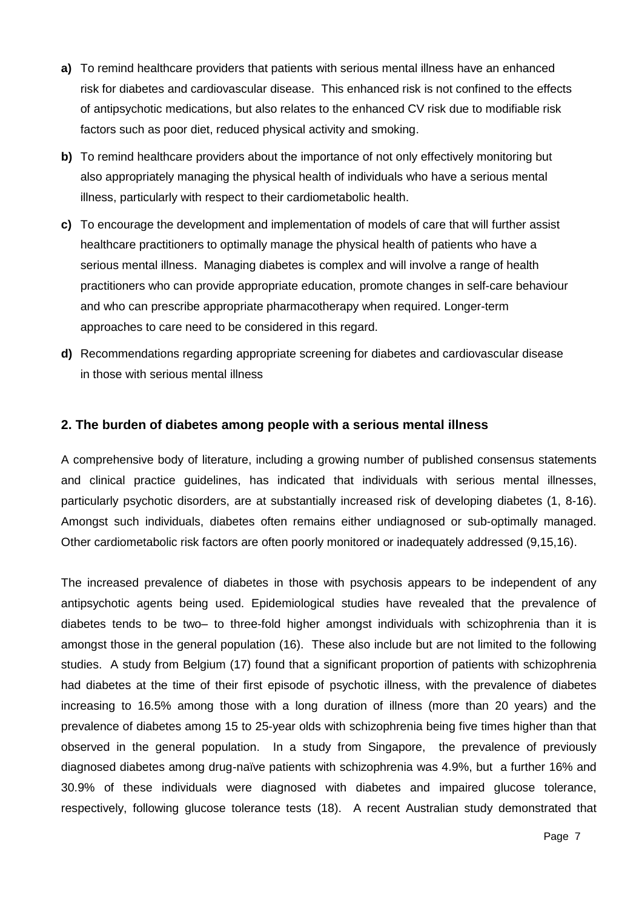**a)** To remind healthcare providers that patients with serious mental illness have an enhanced risk for diabetes and cardiovascular disease. This enhanced risk is not confined to the effects of antipsychotic medications, but also relates to the enhanced CV risk due to modifiable risk factors such as poor diet, reduced physical activity and smoking.

**b)** To remind healthcare providers about the importance of not only effectively monitoring but also appropriately managing the physical health of individuals who have a serious mental illness, particularly with respect to their cardiometabolic health.

**c)** To encourage the development and implementation of models of care that will further assist healthcare practitioners to optimally manage the physical health of patients who have a serious mental illness. Managing diabetes is complex and will involve a range of health practitioners who can provide appropriate education, promote changes in self-care behaviour and who can prescribe appropriate pharmacotherapy when required. Longer-term approaches to care need to be considered in this regard.

**d)** Recommendations regarding appropriate screening for diabetes and cardiovascular disease in those with serious mental illness

## 2. The burden of diabetes among people with a serious mental illness

A comprehensive body of literature, including a growing number of published consensus statements and clinical practice guidelines, has indicated that individuals with serious mental illnesses, particularly psychotic disorders, are at substantially increased risk of developing diabetes (1, 8-16). Amongst such individuals, diabetes often remains either undiagnosed or sub-optimally managed. Other cardiometabolic risk factors are often poorly monitored or inadequately addressed (9,15,16).

The increased prevalence of diabetes in those with psychosis appears to be independent of any antipsychotic agents being used. Epidemiological studies have revealed that the prevalence of diabetes tends to be two– to three-fold higher amongst individuals with schizophrenia than it is amongst those in the general population (16). These also include but are not limited to the following studies. A study from Belgium (17) found that a significant proportion of patients with schizophrenia had diabetes at the time of their first episode of psychotic illness, with the prevalence of diabetes increasing to 16.5% among those with a long duration of illness (more than 20 years) and the prevalence of diabetes among 15 to 25-year olds with schizophrenia being five times higher than that observed in the general population. In a study from Singapore, the prevalence of previously diagnosed diabetes among drug-naïve patients with schizophrenia was 4.9%, but a further 16% and 30.9% of these individuals were diagnosed with diabetes and impaired glucose tolerance, respectively, following glucose tolerance tests (18). A recent Australian study demonstrated that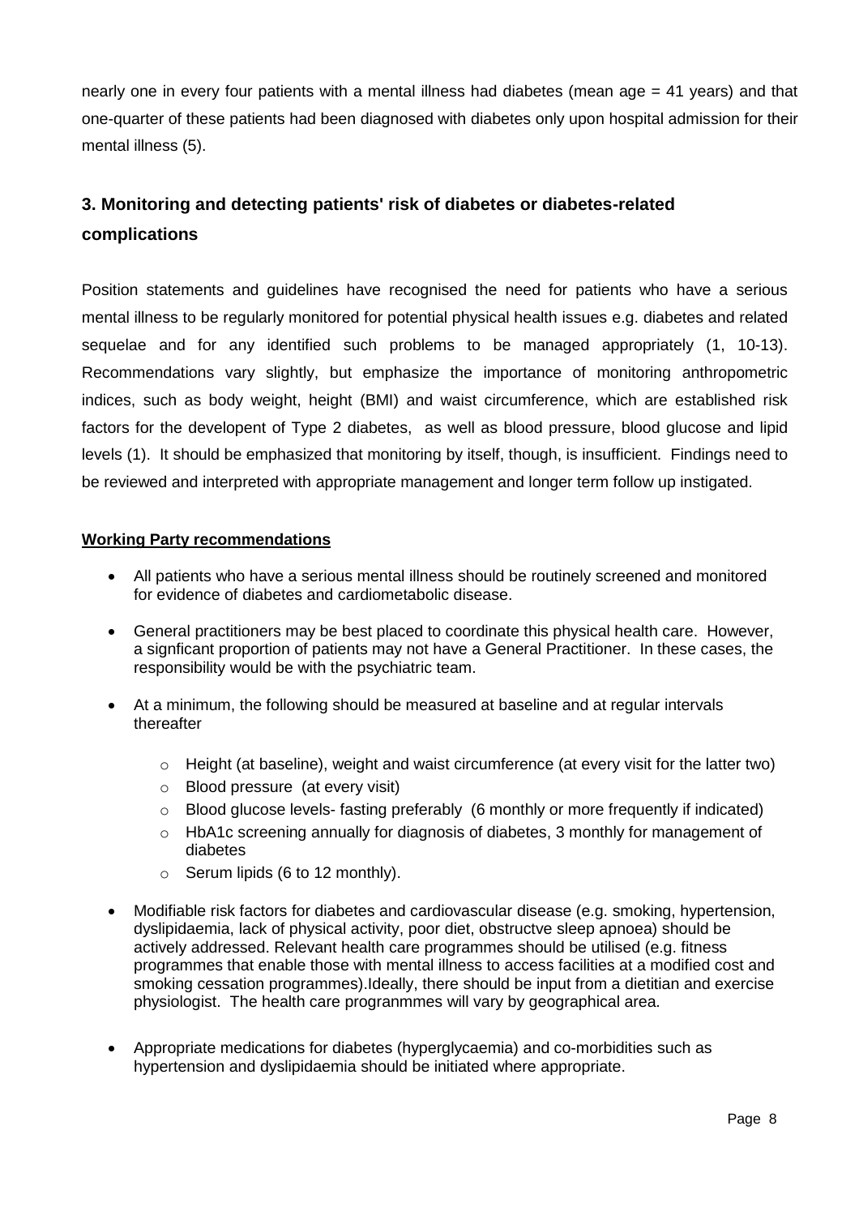nearly one in every four patients with a mental illness had diabetes (mean age = 41 years) and that one-quarter of these patients had been diagnosed with diabetes only upon hospital admission for their mental illness (5).

## 3. Monitoring and detecting patients' risk of diabetes or diabetes-related complications

Position statements and guidelines have recognised the need for patients who have a serious mental illness to be regularly monitored for potential physical health issues e.g. diabetes and related sequelae and for any identified such problems to be managed appropriately (1, 10-13). Recommendations vary slightly, but emphasize the importance of monitoring anthropometric indices, such as body weight, height (BMI) and waist circumference, which are established risk factors for the developent of Type 2 diabetes, as well as blood pressure, blood glucose and lipid levels (1). It should be emphasized that monitoring by itself, though, is insufficient. Findings need to be reviewed and interpreted with appropriate management and longer term follow up instigated.

**Working Party recommendations**

- All patients who have a serious mental illness should be routinely screened and monitored for evidence of diabetes and cardiometabolic disease.
- General practitioners may be best placed to coordinate this physical health care. However, a signficant proportion of patients may not have a General Practitioner. In these cases, the responsibility would be with the psychiatric team.
- At a minimum, the following should be measured at baseline and at regular intervals thereafter
  - Height (at baseline), weight and waist circumference (at every visit for the latter two)
  - Blood pressure (at every visit)
  - Blood glucose levels- fasting preferably (6 monthly or more frequently if indicated)
  - HbA1c screening annually for diagnosis of diabetes, 3 monthly for management of diabetes
  - Serum lipids (6 to 12 monthly).
- Modifiable risk factors for diabetes and cardiovascular disease (e.g. smoking, hypertension, dyslipidaemia, lack of physical activity, poor diet, obstructve sleep apnoea) should be actively addressed. Relevant health care programmes should be utilised (e.g. fitness programmes that enable those with mental illness to access facilities at a modified cost and smoking cessation programmes).Ideally, there should be input from a dietitian and exercise physiologist. The health care progranmmes will vary by geographical area.
- Appropriate medications for diabetes (hyperglycaemia) and co-morbidities such as hypertension and dyslipidaemia should be initiated where appropriate.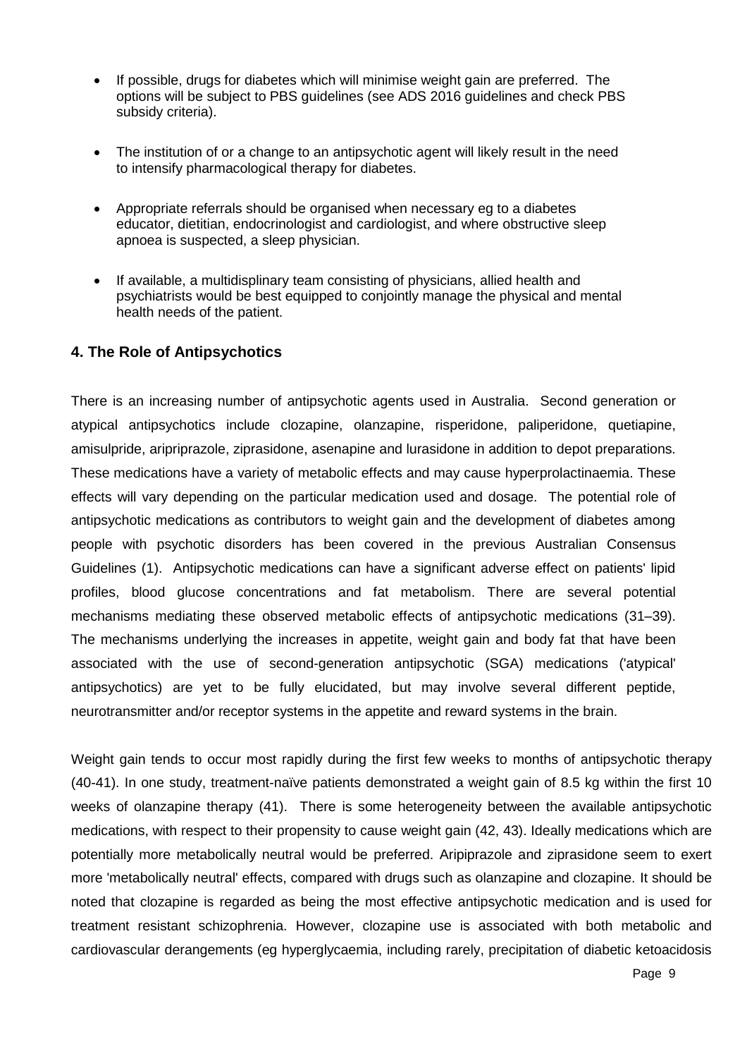- If possible, drugs for diabetes which will minimise weight gain are preferred. The options will be subject to PBS guidelines (see ADS 2016 guidelines and check PBS subsidy criteria).

- The institution of or a change to an antipsychotic agent will likely result in the need to intensify pharmacological therapy for diabetes.

- Appropriate referrals should be organised when necessary eg to a diabetes educator, dietitian, endocrinologist and cardiologist, and where obstructive sleep apnoea is suspected, a sleep physician.

- If available, a multidisplinary team consisting of physicians, allied health and psychiatrists would be best equipped to conjointly manage the physical and mental health needs of the patient.

## 4. The Role of Antipsychotics

There is an increasing number of antipsychotic agents used in Australia. Second generation or atypical antipsychotics include clozapine, olanzapine, risperidone, paliperidone, quetiapine, amisulpride, aripriprazole, ziprasidone, asenapine and lurasidone in addition to depot preparations. These medications have a variety of metabolic effects and may cause hyperprolactinaemia. These effects will vary depending on the particular medication used and dosage. The potential role of antipsychotic medications as contributors to weight gain and the development of diabetes among people with psychotic disorders has been covered in the previous Australian Consensus Guidelines (1). Antipsychotic medications can have a significant adverse effect on patients' lipid profiles, blood glucose concentrations and fat metabolism. There are several potential mechanisms mediating these observed metabolic effects of antipsychotic medications (31–39). The mechanisms underlying the increases in appetite, weight gain and body fat that have been associated with the use of second-generation antipsychotic (SGA) medications ('atypical' antipsychotics) are yet to be fully elucidated, but may involve several different peptide, neurotransmitter and/or receptor systems in the appetite and reward systems in the brain.

Weight gain tends to occur most rapidly during the first few weeks to months of antipsychotic therapy (40-41). In one study, treatment-naïve patients demonstrated a weight gain of 8.5 kg within the first 10 weeks of olanzapine therapy (41). There is some heterogeneity between the available antipsychotic medications, with respect to their propensity to cause weight gain (42, 43). Ideally medications which are potentially more metabolically neutral would be preferred. Aripiprazole and ziprasidone seem to exert more 'metabolically neutral' effects, compared with drugs such as olanzapine and clozapine. It should be noted that clozapine is regarded as being the most effective antipsychotic medication and is used for treatment resistant schizophrenia. However, clozapine use is associated with both metabolic and cardiovascular derangements (eg hyperglycaemia, including rarely, precipitation of diabetic ketoacidosis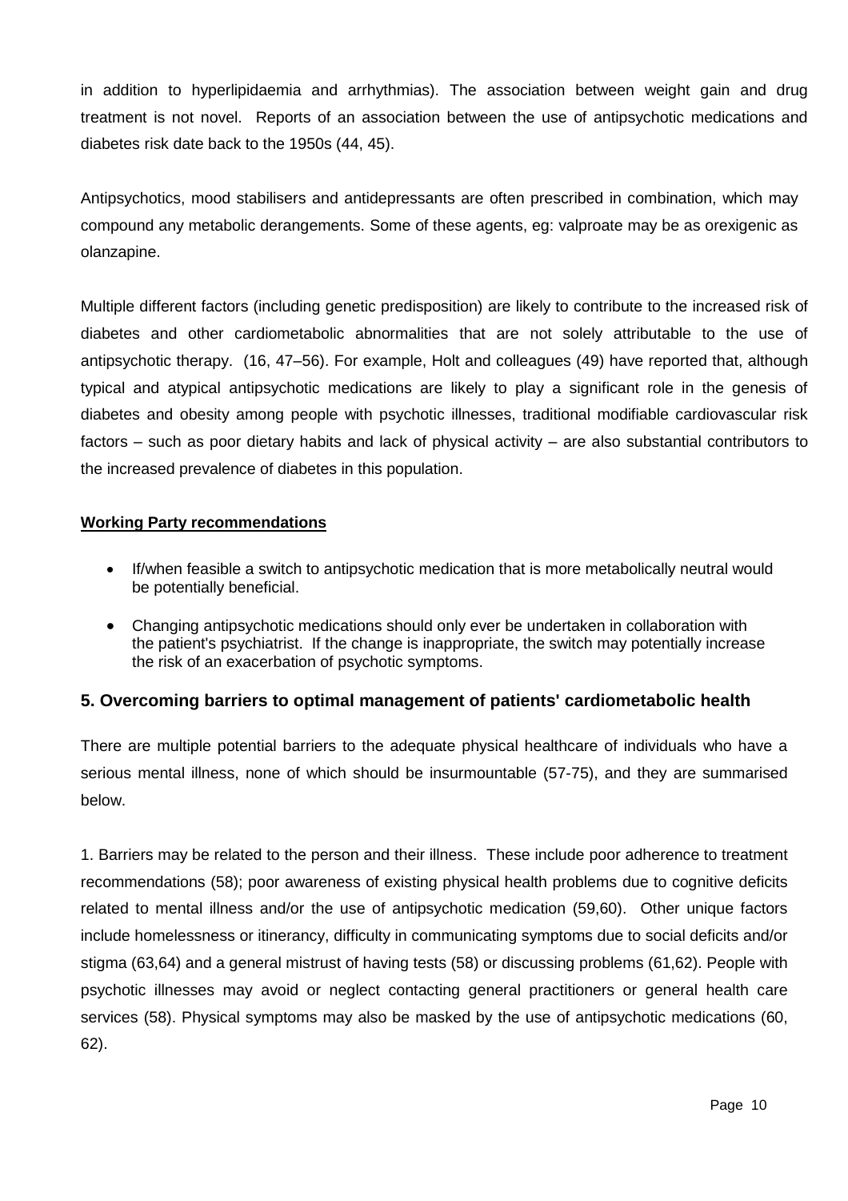in addition to hyperlipidaemia and arrhythmias). The association between weight gain and drug treatment is not novel. Reports of an association between the use of antipsychotic medications and diabetes risk date back to the 1950s (44, 45).

Antipsychotics, mood stabilisers and antidepressants are often prescribed in combination, which may compound any metabolic derangements. Some of these agents, eg: valproate may be as orexigenic as olanzapine.

Multiple different factors (including genetic predisposition) are likely to contribute to the increased risk of diabetes and other cardiometabolic abnormalities that are not solely attributable to the use of antipsychotic therapy. (16, 47–56). For example, Holt and colleagues (49) have reported that, although typical and atypical antipsychotic medications are likely to play a significant role in the genesis of diabetes and obesity among people with psychotic illnesses, traditional modifiable cardiovascular risk factors – such as poor dietary habits and lack of physical activity – are also substantial contributors to the increased prevalence of diabetes in this population.

**Working Party recommendations**

- If/when feasible a switch to antipsychotic medication that is more metabolically neutral would be potentially beneficial.
- Changing antipsychotic medications should only ever be undertaken in collaboration with the patient's psychiatrist. If the change is inappropriate, the switch may potentially increase the risk of an exacerbation of psychotic symptoms.

## 5. Overcoming barriers to optimal management of patients' cardiometabolic health

There are multiple potential barriers to the adequate physical healthcare of individuals who have a serious mental illness, none of which should be insurmountable (57-75), and they are summarised below.

1. Barriers may be related to the person and their illness. These include poor adherence to treatment recommendations (58); poor awareness of existing physical health problems due to cognitive deficits related to mental illness and/or the use of antipsychotic medication (59,60). Other unique factors include homelessness or itinerancy, difficulty in communicating symptoms due to social deficits and/or stigma (63,64) and a general mistrust of having tests (58) or discussing problems (61,62). People with psychotic illnesses may avoid or neglect contacting general practitioners or general health care services (58). Physical symptoms may also be masked by the use of antipsychotic medications (60, 62).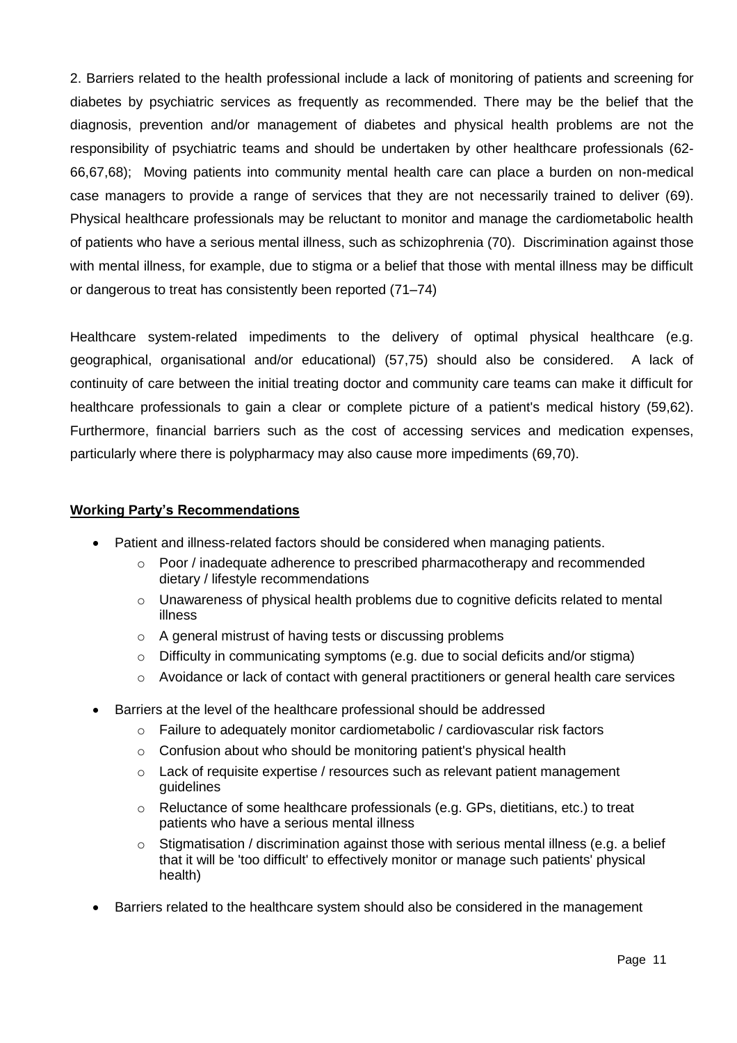2. Barriers related to the health professional include a lack of monitoring of patients and screening for diabetes by psychiatric services as frequently as recommended. There may be the belief that the diagnosis, prevention and/or management of diabetes and physical health problems are not the responsibility of psychiatric teams and should be undertaken by other healthcare professionals (62-66,67,68); Moving patients into community mental health care can place a burden on non-medical case managers to provide a range of services that they are not necessarily trained to deliver (69). Physical healthcare professionals may be reluctant to monitor and manage the cardiometabolic health of patients who have a serious mental illness, such as schizophrenia (70). Discrimination against those with mental illness, for example, due to stigma or a belief that those with mental illness may be difficult or dangerous to treat has consistently been reported (71–74)

Healthcare system-related impediments to the delivery of optimal physical healthcare (e.g. geographical, organisational and/or educational) (57,75) should also be considered. A lack of continuity of care between the initial treating doctor and community care teams can make it difficult for healthcare professionals to gain a clear or complete picture of a patient's medical history (59,62). Furthermore, financial barriers such as the cost of accessing services and medication expenses, particularly where there is polypharmacy may also cause more impediments (69,70).

**Working Party's Recommendations**

- Patient and illness-related factors should be considered when managing patients.
  - Poor / inadequate adherence to prescribed pharmacotherapy and recommended dietary / lifestyle recommendations
  - Unawareness of physical health problems due to cognitive deficits related to mental illness
  - A general mistrust of having tests or discussing problems
  - Difficulty in communicating symptoms (e.g. due to social deficits and/or stigma)
  - Avoidance or lack of contact with general practitioners or general health care services
- Barriers at the level of the healthcare professional should be addressed
  - Failure to adequately monitor cardiometabolic / cardiovascular risk factors
  - Confusion about who should be monitoring patient's physical health
  - Lack of requisite expertise / resources such as relevant patient management guidelines
  - Reluctance of some healthcare professionals (e.g. GPs, dietitians, etc.) to treat patients who have a serious mental illness
  - Stigmatisation / discrimination against those with serious mental illness (e.g. a belief that it will be 'too difficult' to effectively monitor or manage such patients' physical health)
- Barriers related to the healthcare system should also be considered in the management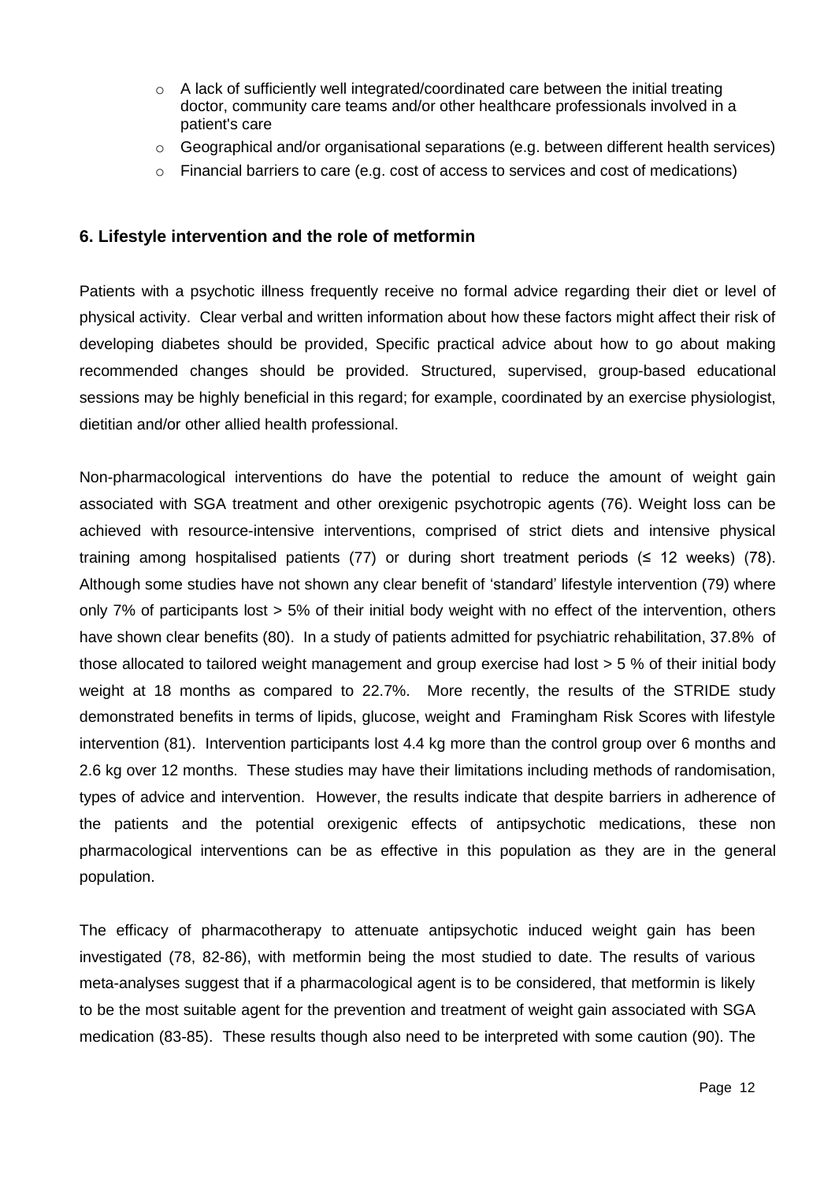- A lack of sufficiently well integrated/coordinated care between the initial treating doctor, community care teams and/or other healthcare professionals involved in a patient's care
- Geographical and/or organisational separations (e.g. between different health services)
- Financial barriers to care (e.g. cost of access to services and cost of medications)

## 6. Lifestyle intervention and the role of metformin

Patients with a psychotic illness frequently receive no formal advice regarding their diet or level of physical activity. Clear verbal and written information about how these factors might affect their risk of developing diabetes should be provided, Specific practical advice about how to go about making recommended changes should be provided. Structured, supervised, group-based educational sessions may be highly beneficial in this regard; for example, coordinated by an exercise physiologist, dietitian and/or other allied health professional.

Non-pharmacological interventions do have the potential to reduce the amount of weight gain associated with SGA treatment and other orexigenic psychotropic agents (76). Weight loss can be achieved with resource-intensive interventions, comprised of strict diets and intensive physical training among hospitalised patients (77) or during short treatment periods ($\leq$ 12 weeks) (78). Although some studies have not shown any clear benefit of 'standard' lifestyle intervention (79) where only 7% of participants lost > 5% of their initial body weight with no effect of the intervention, others have shown clear benefits (80). In a study of patients admitted for psychiatric rehabilitation, 37.8% of those allocated to tailored weight management and group exercise had lost > 5 % of their initial body weight at 18 months as compared to 22.7%. More recently, the results of the STRIDE study demonstrated benefits in terms of lipids, glucose, weight and Framingham Risk Scores with lifestyle intervention (81). Intervention participants lost 4.4 kg more than the control group over 6 months and 2.6 kg over 12 months. These studies may have their limitations including methods of randomisation, types of advice and intervention. However, the results indicate that despite barriers in adherence of the patients and the potential orexigenic effects of antipsychotic medications, these non pharmacological interventions can be as effective in this population as they are in the general population.

The efficacy of pharmacotherapy to attenuate antipsychotic induced weight gain has been investigated (78, 82-86), with metformin being the most studied to date. The results of various meta-analyses suggest that if a pharmacological agent is to be considered, that metformin is likely to be the most suitable agent for the prevention and treatment of weight gain associated with SGA medication (83-85). These results though also need to be interpreted with some caution (90). The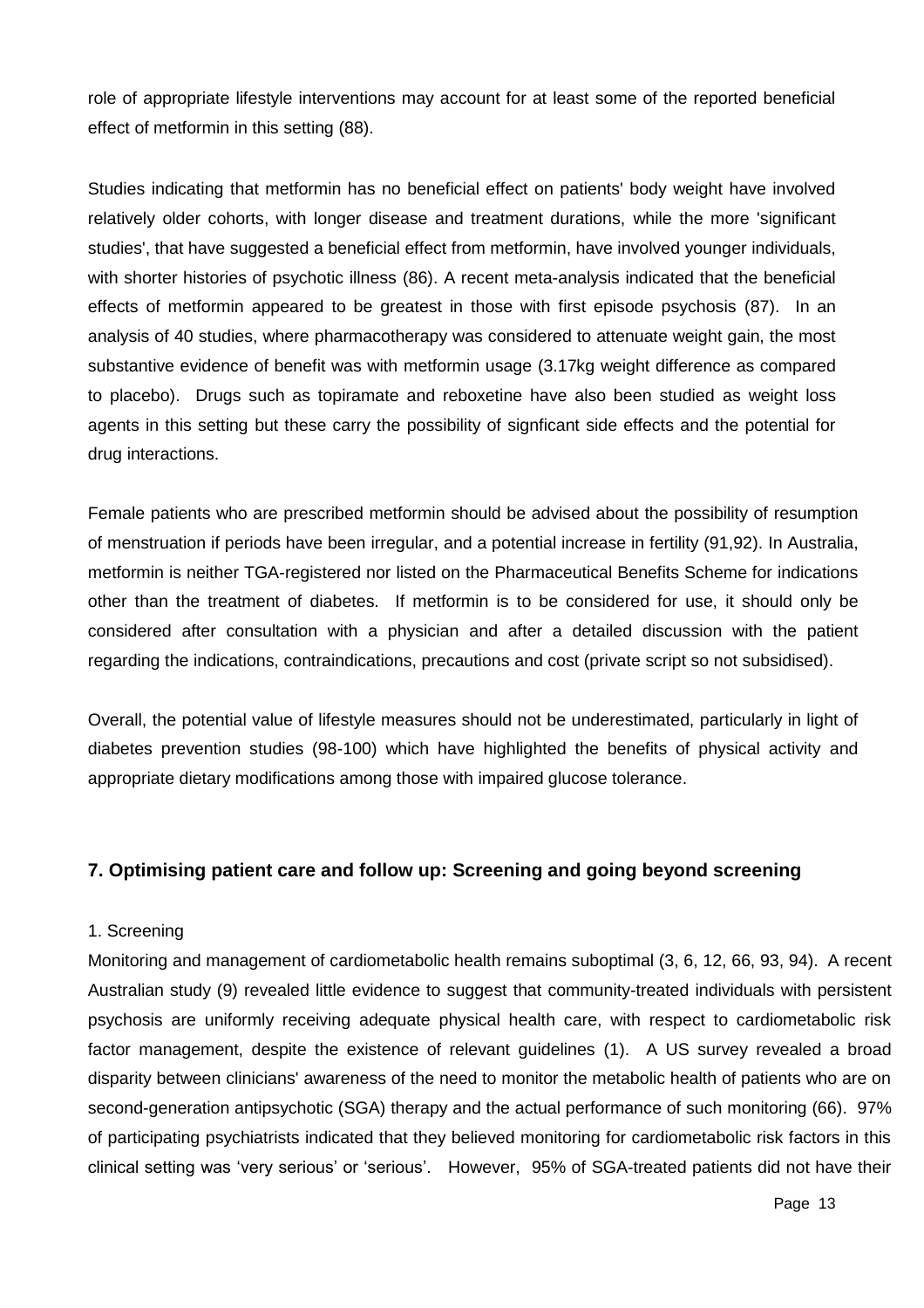role of appropriate lifestyle interventions may account for at least some of the reported beneficial effect of metformin in this setting (88).

Studies indicating that metformin has no beneficial effect on patients' body weight have involved relatively older cohorts, with longer disease and treatment durations, while the more 'significant studies', that have suggested a beneficial effect from metformin, have involved younger individuals, with shorter histories of psychotic illness (86). A recent meta-analysis indicated that the beneficial effects of metformin appeared to be greatest in those with first episode psychosis (87). In an analysis of 40 studies, where pharmacotherapy was considered to attenuate weight gain, the most substantive evidence of benefit was with metformin usage (3.17kg weight difference as compared to placebo). Drugs such as topiramate and reboxetine have also been studied as weight loss agents in this setting but these carry the possibility of signficant side effects and the potential for drug interactions.

Female patients who are prescribed metformin should be advised about the possibility of resumption of menstruation if periods have been irregular, and a potential increase in fertility (91,92). In Australia, metformin is neither TGA-registered nor listed on the Pharmaceutical Benefits Scheme for indications other than the treatment of diabetes. If metformin is to be considered for use, it should only be considered after consultation with a physician and after a detailed discussion with the patient regarding the indications, contraindications, precautions and cost (private script so not subsidised).

Overall, the potential value of lifestyle measures should not be underestimated, particularly in light of diabetes prevention studies (98-100) which have highlighted the benefits of physical activity and appropriate dietary modifications among those with impaired glucose tolerance.

## 7. Optimising patient care and follow up: Screening and going beyond screening

1. Screening

Monitoring and management of cardiometabolic health remains suboptimal (3, 6, 12, 66, 93, 94). A recent Australian study (9) revealed little evidence to suggest that community-treated individuals with persistent psychosis are uniformly receiving adequate physical health care, with respect to cardiometabolic risk factor management, despite the existence of relevant guidelines (1). A US survey revealed a broad disparity between clinicians' awareness of the need to monitor the metabolic health of patients who are on second-generation antipsychotic (SGA) therapy and the actual performance of such monitoring (66). 97% of participating psychiatrists indicated that they believed monitoring for cardiometabolic risk factors in this clinical setting was 'very serious' or 'serious'. However, 95% of SGA-treated patients did not have their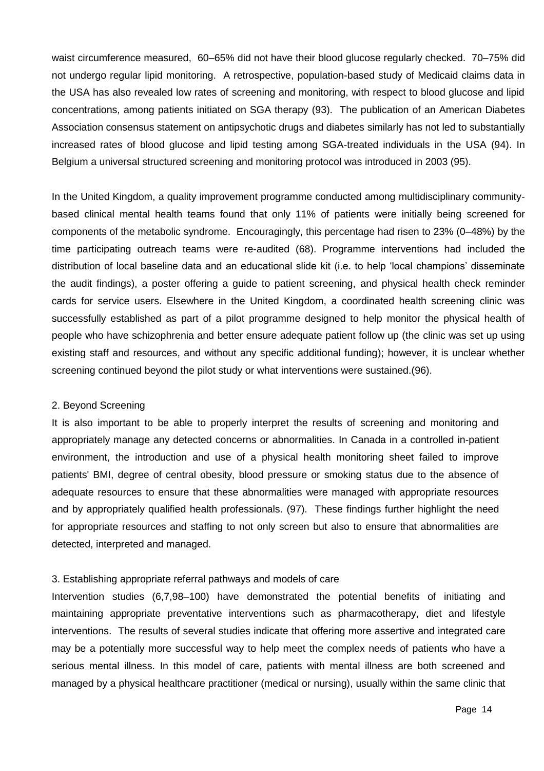waist circumference measured, 60–65% did not have their blood glucose regularly checked. 70–75% did not undergo regular lipid monitoring. A retrospective, population-based study of Medicaid claims data in the USA has also revealed low rates of screening and monitoring, with respect to blood glucose and lipid concentrations, among patients initiated on SGA therapy (93). The publication of an American Diabetes Association consensus statement on antipsychotic drugs and diabetes similarly has not led to substantially increased rates of blood glucose and lipid testing among SGA-treated individuals in the USA (94). In Belgium a universal structured screening and monitoring protocol was introduced in 2003 (95).

In the United Kingdom, a quality improvement programme conducted among multidisciplinary community-based clinical mental health teams found that only 11% of patients were initially being screened for components of the metabolic syndrome. Encouragingly, this percentage had risen to 23% (0–48%) by the time participating outreach teams were re-audited (68). Programme interventions had included the distribution of local baseline data and an educational slide kit (i.e. to help 'local champions' disseminate the audit findings), a poster offering a guide to patient screening, and physical health check reminder cards for service users. Elsewhere in the United Kingdom, a coordinated health screening clinic was successfully established as part of a pilot programme designed to help monitor the physical health of people who have schizophrenia and better ensure adequate patient follow up (the clinic was set up using existing staff and resources, and without any specific additional funding); however, it is unclear whether screening continued beyond the pilot study or what interventions were sustained.(96).

2. Beyond Screening

It is also important to be able to properly interpret the results of screening and monitoring and appropriately manage any detected concerns or abnormalities. In Canada in a controlled in-patient environment, the introduction and use of a physical health monitoring sheet failed to improve patients' BMI, degree of central obesity, blood pressure or smoking status due to the absence of adequate resources to ensure that these abnormalities were managed with appropriate resources and by appropriately qualified health professionals. (97). These findings further highlight the need for appropriate resources and staffing to not only screen but also to ensure that abnormalities are detected, interpreted and managed.

3. Establishing appropriate referral pathways and models of care

Intervention studies (6,7,98–100) have demonstrated the potential benefits of initiating and maintaining appropriate preventative interventions such as pharmacotherapy, diet and lifestyle interventions. The results of several studies indicate that offering more assertive and integrated care may be a potentially more successful way to help meet the complex needs of patients who have a serious mental illness. In this model of care, patients with mental illness are both screened and managed by a physical healthcare practitioner (medical or nursing), usually within the same clinic that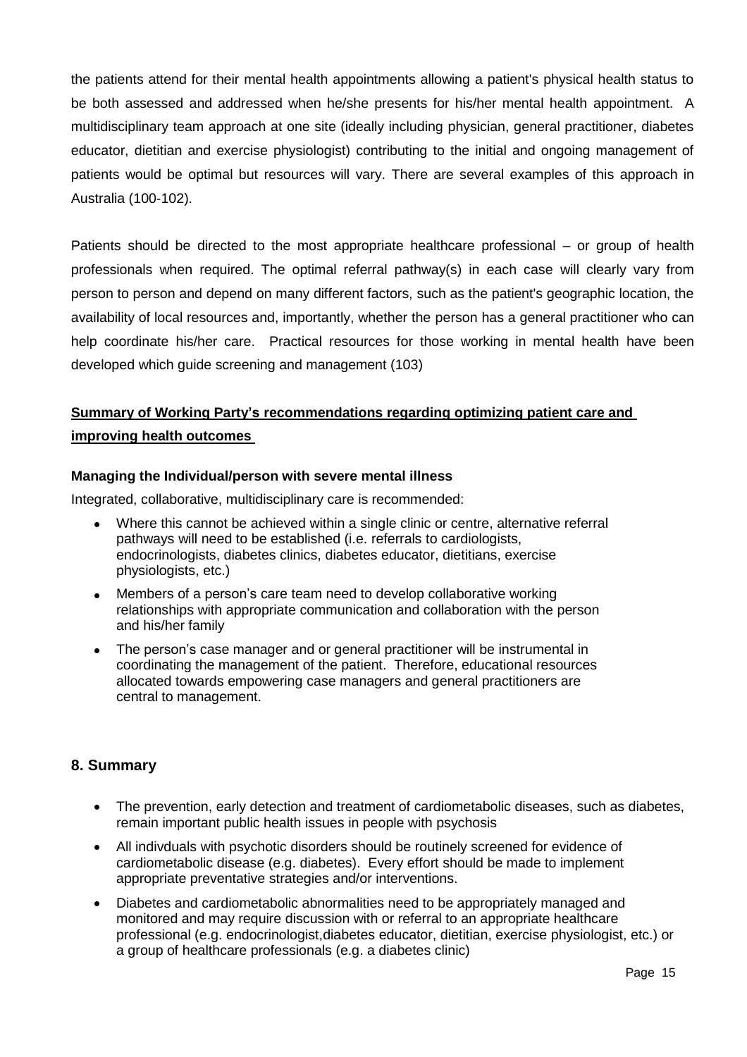the patients attend for their mental health appointments allowing a patient's physical health status to be both assessed and addressed when he/she presents for his/her mental health appointment. A multidisciplinary team approach at one site (ideally including physician, general practitioner, diabetes educator, dietitian and exercise physiologist) contributing to the initial and ongoing management of patients would be optimal but resources will vary. There are several examples of this approach in Australia (100-102).

Patients should be directed to the most appropriate healthcare professional – or group of health professionals when required. The optimal referral pathway(s) in each case will clearly vary from person to person and depend on many different factors, such as the patient's geographic location, the availability of local resources and, importantly, whether the person has a general practitioner who can help coordinate his/her care. Practical resources for those working in mental health have been developed which guide screening and management (103)

**<u>Summary of Working Party's recommendations regarding optimizing patient care and improving health outcomes</u>**

**Managing the Individual/person with severe mental illness**

Integrated, collaborative, multidisciplinary care is recommended:

- Where this cannot be achieved within a single clinic or centre, alternative referral pathways will need to be established (i.e. referrals to cardiologists, endocrinologists, diabetes clinics, diabetes educator, dietitians, exercise physiologists, etc.)
- Members of a person's care team need to develop collaborative working relationships with appropriate communication and collaboration with the person and his/her family
- The person's case manager and or general practitioner will be instrumental in coordinating the management of the patient. Therefore, educational resources allocated towards empowering case managers and general practitioners are central to management.

## 8. Summary

- The prevention, early detection and treatment of cardiometabolic diseases, such as diabetes, remain important public health issues in people with psychosis
- All indivduals with psychotic disorders should be routinely screened for evidence of cardiometabolic disease (e.g. diabetes). Every effort should be made to implement appropriate preventative strategies and/or interventions.
- Diabetes and cardiometabolic abnormalities need to be appropriately managed and monitored and may require discussion with or referral to an appropriate healthcare professional (e.g. endocrinologist,diabetes educator, dietitian, exercise physiologist, etc.) or a group of healthcare professionals (e.g. a diabetes clinic)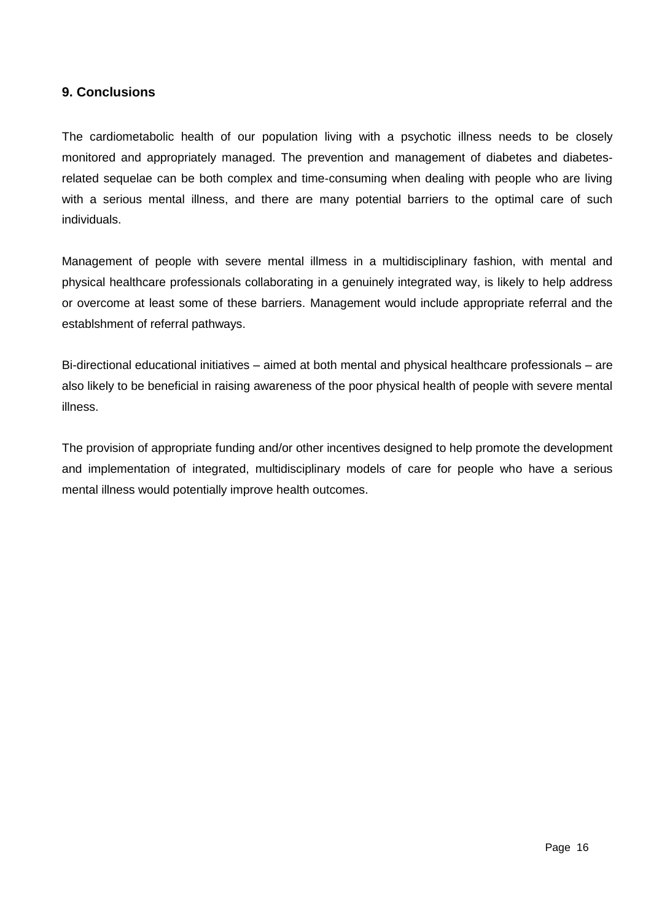## 9. Conclusions

The cardiometabolic health of our population living with a psychotic illness needs to be closely monitored and appropriately managed. The prevention and management of diabetes and diabetes-related sequelae can be both complex and time-consuming when dealing with people who are living with a serious mental illness, and there are many potential barriers to the optimal care of such individuals.

Management of people with severe mental illmess in a multidisciplinary fashion, with mental and physical healthcare professionals collaborating in a genuinely integrated way, is likely to help address or overcome at least some of these barriers. Management would include appropriate referral and the establshment of referral pathways.

Bi-directional educational initiatives – aimed at both mental and physical healthcare professionals – are also likely to be beneficial in raising awareness of the poor physical health of people with severe mental illness.

The provision of appropriate funding and/or other incentives designed to help promote the development and implementation of integrated, multidisciplinary models of care for people who have a serious mental illness would potentially improve health outcomes.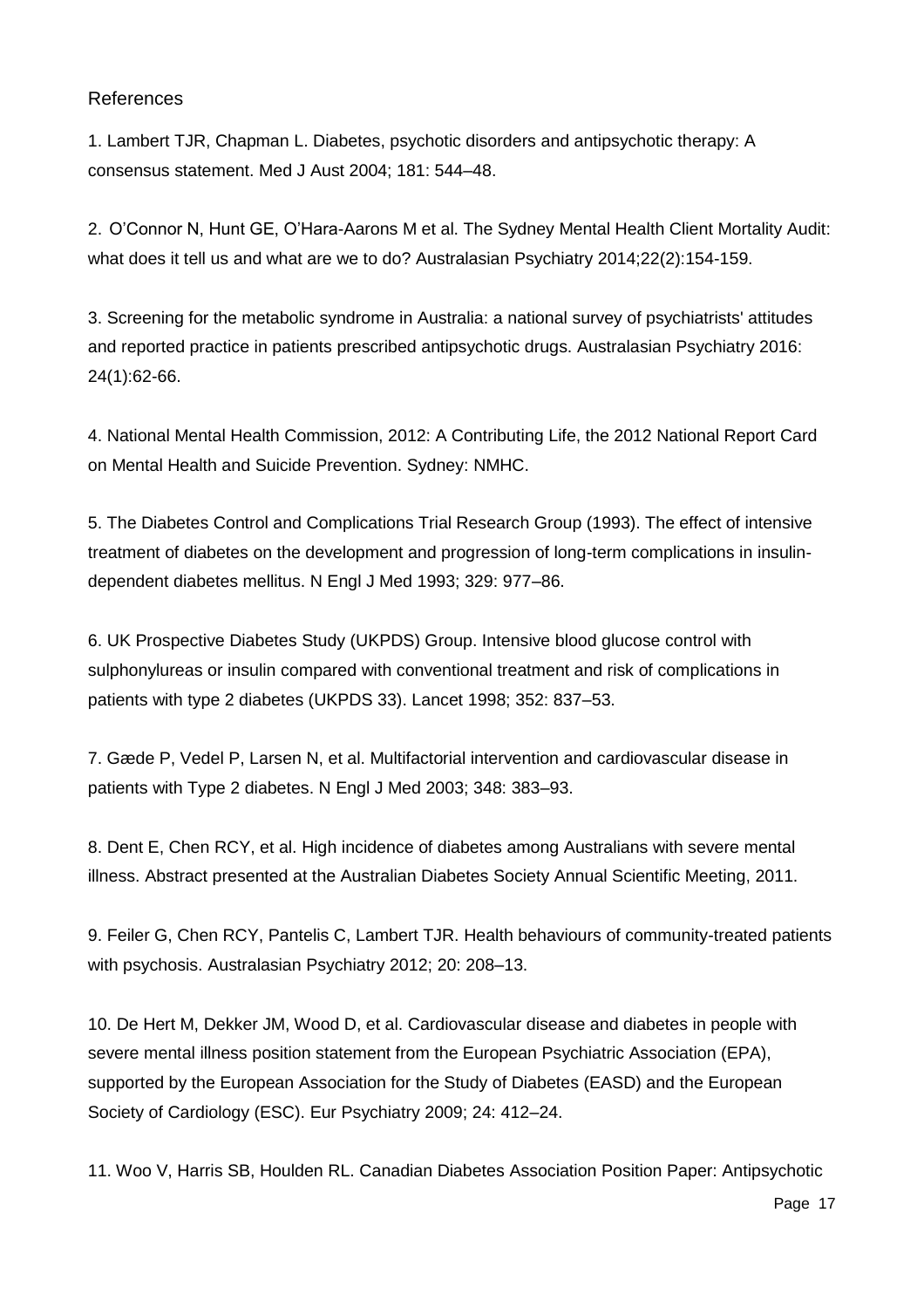## References

1. Lambert TJR, Chapman L. Diabetes, psychotic disorders and antipsychotic therapy: A consensus statement. Med J Aust 2004; 181: 544–48.

2. O'Connor N, Hunt GE, O'Hara-Aarons M et al. The Sydney Mental Health Client Mortality Audit: what does it tell us and what are we to do? Australasian Psychiatry 2014;22(2):154-159.

3. Screening for the metabolic syndrome in Australia: a national survey of psychiatrists' attitudes and reported practice in patients prescribed antipsychotic drugs. Australasian Psychiatry 2016: 24(1):62-66.

4. National Mental Health Commission, 2012: A Contributing Life, the 2012 National Report Card on Mental Health and Suicide Prevention. Sydney: NMHC.

5. The Diabetes Control and Complications Trial Research Group (1993). The effect of intensive treatment of diabetes on the development and progression of long-term complications in insulin-dependent diabetes mellitus. N Engl J Med 1993; 329: 977–86.

6. UK Prospective Diabetes Study (UKPDS) Group. Intensive blood glucose control with sulphonylureas or insulin compared with conventional treatment and risk of complications in patients with type 2 diabetes (UKPDS 33). Lancet 1998; 352: 837–53.

7. Gæde P, Vedel P, Larsen N, et al. Multifactorial intervention and cardiovascular disease in patients with Type 2 diabetes. N Engl J Med 2003; 348: 383–93.

8. Dent E, Chen RCY, et al. High incidence of diabetes among Australians with severe mental illness. Abstract presented at the Australian Diabetes Society Annual Scientific Meeting, 2011.

9. Feiler G, Chen RCY, Pantelis C, Lambert TJR. Health behaviours of community-treated patients with psychosis. Australasian Psychiatry 2012; 20: 208–13.

10. De Hert M, Dekker JM, Wood D, et al. Cardiovascular disease and diabetes in people with severe mental illness position statement from the European Psychiatric Association (EPA), supported by the European Association for the Study of Diabetes (EASD) and the European Society of Cardiology (ESC). Eur Psychiatry 2009; 24: 412–24.

11. Woo V, Harris SB, Houlden RL. Canadian Diabetes Association Position Paper: Antipsychotic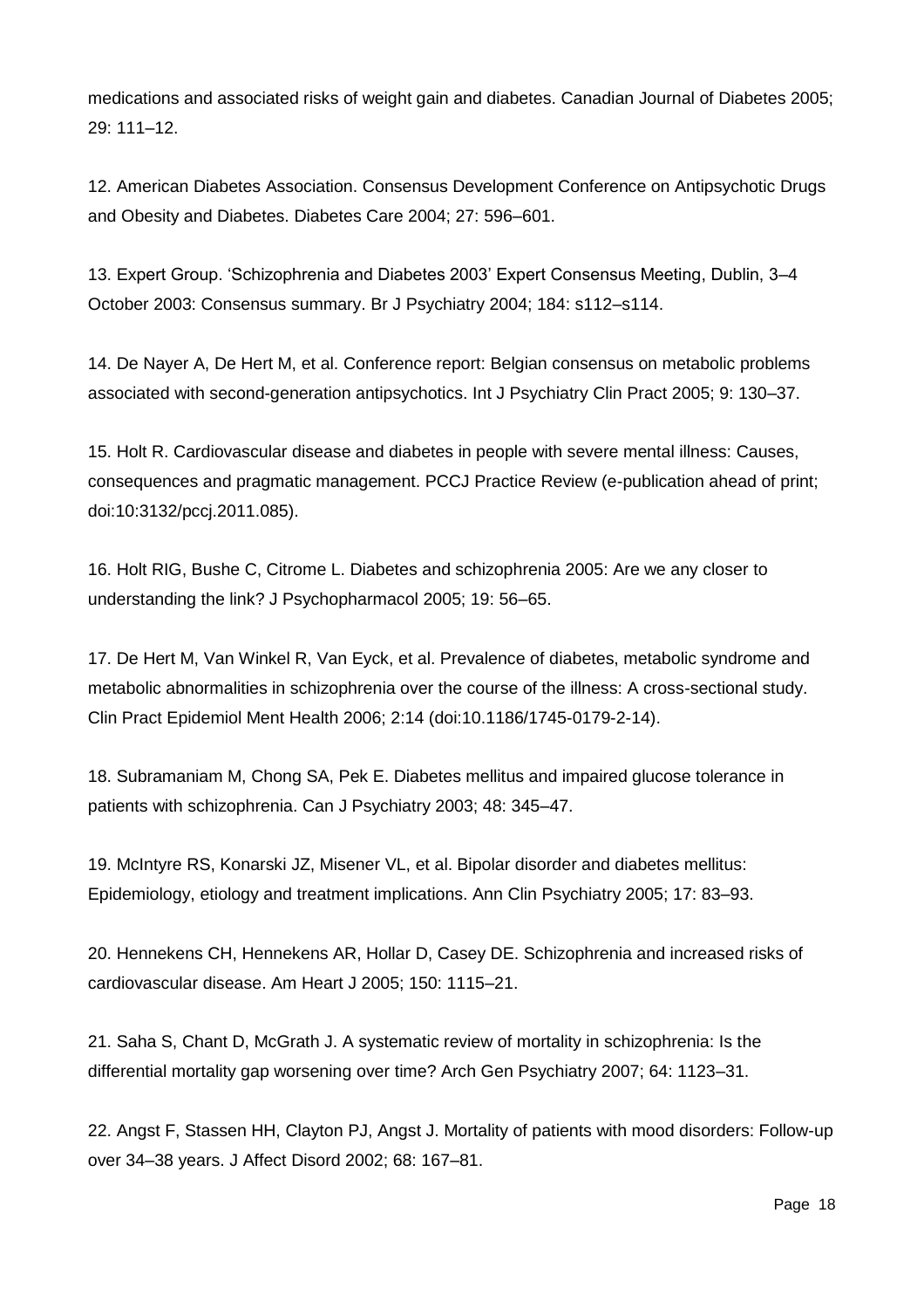medications and associated risks of weight gain and diabetes. Canadian Journal of Diabetes 2005; 29: 111–12.

12. American Diabetes Association. Consensus Development Conference on Antipsychotic Drugs and Obesity and Diabetes. Diabetes Care 2004; 27: 596–601.

13. Expert Group. 'Schizophrenia and Diabetes 2003' Expert Consensus Meeting, Dublin, 3–4 October 2003: Consensus summary. Br J Psychiatry 2004; 184: s112–s114.

14. De Nayer A, De Hert M, et al. Conference report: Belgian consensus on metabolic problems associated with second-generation antipsychotics. Int J Psychiatry Clin Pract 2005; 9: 130–37.

15. Holt R. Cardiovascular disease and diabetes in people with severe mental illness: Causes, consequences and pragmatic management. PCCJ Practice Review (e-publication ahead of print; doi:10:3132/pccj.2011.085).

16. Holt RIG, Bushe C, Citrome L. Diabetes and schizophrenia 2005: Are we any closer to understanding the link? J Psychopharmacol 2005; 19: 56–65.

17. De Hert M, Van Winkel R, Van Eyck, et al. Prevalence of diabetes, metabolic syndrome and metabolic abnormalities in schizophrenia over the course of the illness: A cross-sectional study. Clin Pract Epidemiol Ment Health 2006; 2:14 (doi:10.1186/1745-0179-2-14).

18. Subramaniam M, Chong SA, Pek E. Diabetes mellitus and impaired glucose tolerance in patients with schizophrenia. Can J Psychiatry 2003; 48: 345–47.

19. McIntyre RS, Konarski JZ, Misener VL, et al. Bipolar disorder and diabetes mellitus: Epidemiology, etiology and treatment implications. Ann Clin Psychiatry 2005; 17: 83–93.

20. Hennekens CH, Hennekens AR, Hollar D, Casey DE. Schizophrenia and increased risks of cardiovascular disease. Am Heart J 2005; 150: 1115–21.

21. Saha S, Chant D, McGrath J. A systematic review of mortality in schizophrenia: Is the differential mortality gap worsening over time? Arch Gen Psychiatry 2007; 64: 1123–31.

22. Angst F, Stassen HH, Clayton PJ, Angst J. Mortality of patients with mood disorders: Follow-up over 34–38 years. J Affect Disord 2002; 68: 167–81.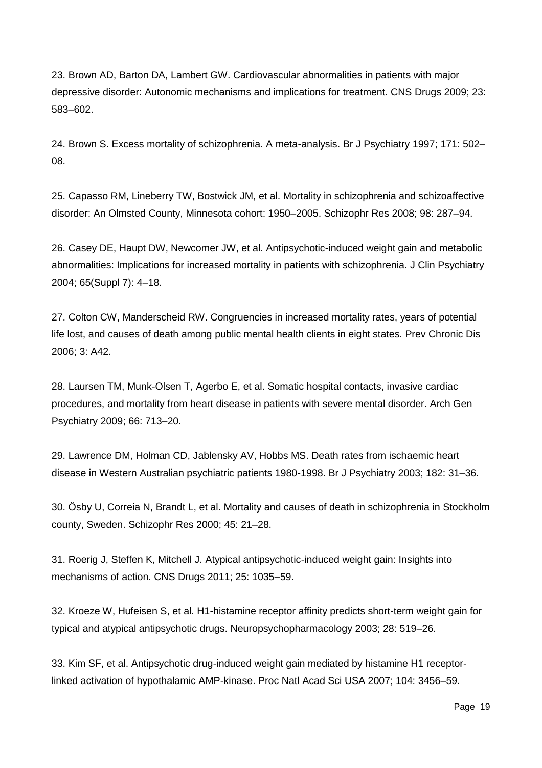23. Brown AD, Barton DA, Lambert GW. Cardiovascular abnormalities in patients with major depressive disorder: Autonomic mechanisms and implications for treatment. CNS Drugs 2009; 23: 583–602.

24. Brown S. Excess mortality of schizophrenia. A meta-analysis. Br J Psychiatry 1997; 171: 502–08.

25. Capasso RM, Lineberry TW, Bostwick JM, et al. Mortality in schizophrenia and schizoaffective disorder: An Olmsted County, Minnesota cohort: 1950–2005. Schizophr Res 2008; 98: 287–94.

26. Casey DE, Haupt DW, Newcomer JW, et al. Antipsychotic-induced weight gain and metabolic abnormalities: Implications for increased mortality in patients with schizophrenia. J Clin Psychiatry 2004; 65(Suppl 7): 4–18.

27. Colton CW, Manderscheid RW. Congruencies in increased mortality rates, years of potential life lost, and causes of death among public mental health clients in eight states. Prev Chronic Dis 2006; 3: A42.

28. Laursen TM, Munk-Olsen T, Agerbo E, et al. Somatic hospital contacts, invasive cardiac procedures, and mortality from heart disease in patients with severe mental disorder. Arch Gen Psychiatry 2009; 66: 713–20.

29. Lawrence DM, Holman CD, Jablensky AV, Hobbs MS. Death rates from ischaemic heart disease in Western Australian psychiatric patients 1980-1998. Br J Psychiatry 2003; 182: 31–36.

30. Ösby U, Correia N, Brandt L, et al. Mortality and causes of death in schizophrenia in Stockholm county, Sweden. Schizophr Res 2000; 45: 21–28.

31. Roerig J, Steffen K, Mitchell J. Atypical antipsychotic-induced weight gain: Insights into mechanisms of action. CNS Drugs 2011; 25: 1035–59.

32. Kroeze W, Hufeisen S, et al. H1-histamine receptor affinity predicts short-term weight gain for typical and atypical antipsychotic drugs. Neuropsychopharmacology 2003; 28: 519–26.

33. Kim SF, et al. Antipsychotic drug-induced weight gain mediated by histamine H1 receptor-linked activation of hypothalamic AMP-kinase. Proc Natl Acad Sci USA 2007; 104: 3456–59.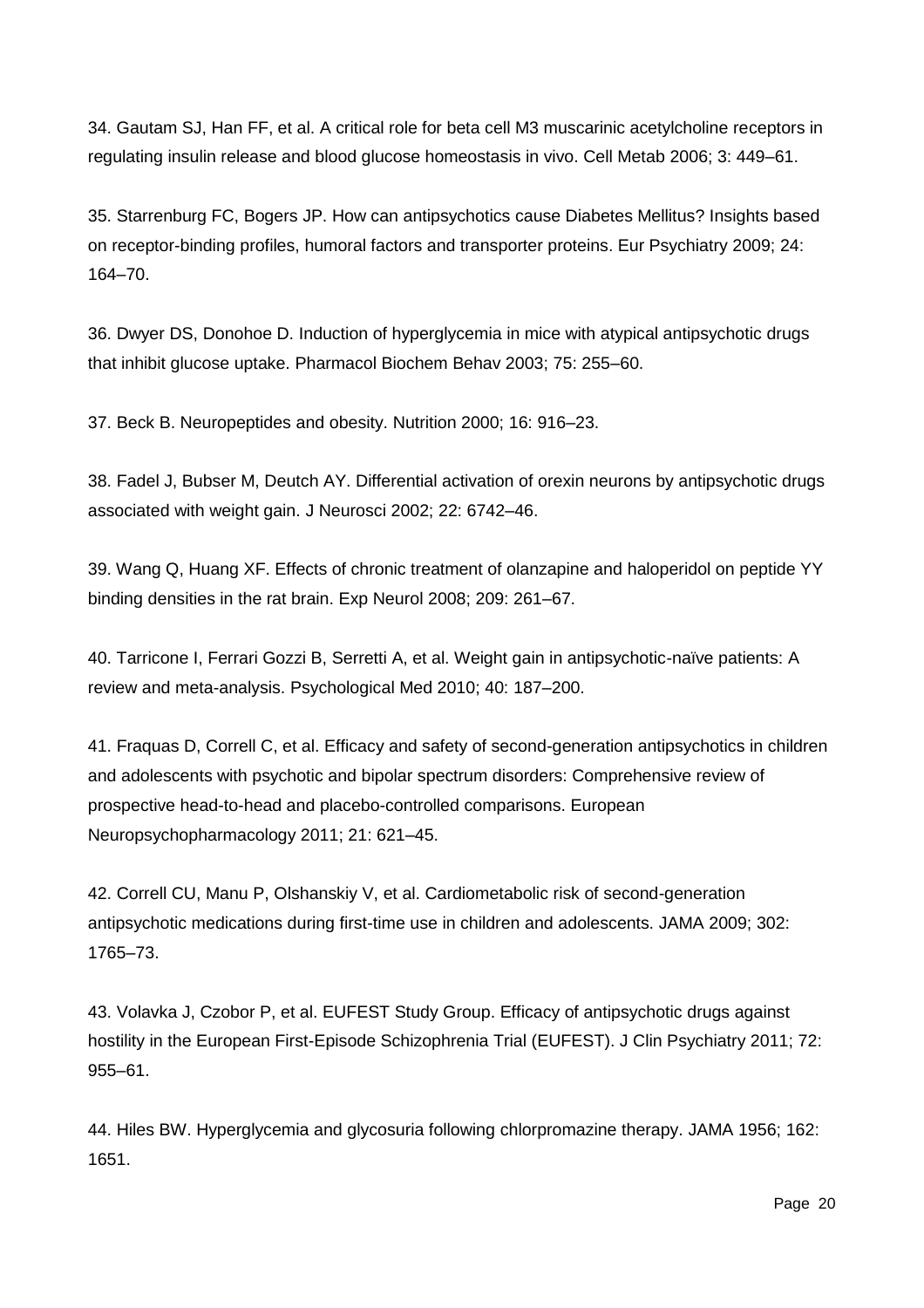34. Gautam SJ, Han FF, et al. A critical role for beta cell M3 muscarinic acetylcholine receptors in regulating insulin release and blood glucose homeostasis in vivo. Cell Metab 2006; 3: 449–61.

35. Starrenburg FC, Bogers JP. How can antipsychotics cause Diabetes Mellitus? Insights based on receptor-binding profiles, humoral factors and transporter proteins. Eur Psychiatry 2009; 24: 164–70.

36. Dwyer DS, Donohoe D. Induction of hyperglycemia in mice with atypical antipsychotic drugs that inhibit glucose uptake. Pharmacol Biochem Behav 2003; 75: 255–60.

37. Beck B. Neuropeptides and obesity. Nutrition 2000; 16: 916–23.

38. Fadel J, Bubser M, Deutch AY. Differential activation of orexin neurons by antipsychotic drugs associated with weight gain. J Neurosci 2002; 22: 6742–46.

39. Wang Q, Huang XF. Effects of chronic treatment of olanzapine and haloperidol on peptide YY binding densities in the rat brain. Exp Neurol 2008; 209: 261–67.

40. Tarricone I, Ferrari Gozzi B, Serretti A, et al. Weight gain in antipsychotic-naïve patients: A review and meta-analysis. Psychological Med 2010; 40: 187–200.

41. Fraquas D, Correll C, et al. Efficacy and safety of second-generation antipsychotics in children and adolescents with psychotic and bipolar spectrum disorders: Comprehensive review of prospective head-to-head and placebo-controlled comparisons. European Neuropsychopharmacology 2011; 21: 621–45.

42. Correll CU, Manu P, Olshanskiy V, et al. Cardiometabolic risk of second-generation antipsychotic medications during first-time use in children and adolescents. JAMA 2009; 302: 1765–73.

43. Volavka J, Czobor P, et al. EUFEST Study Group. Efficacy of antipsychotic drugs against hostility in the European First-Episode Schizophrenia Trial (EUFEST). J Clin Psychiatry 2011; 72: 955–61.

44. Hiles BW. Hyperglycemia and glycosuria following chlorpromazine therapy. JAMA 1956; 162: 1651.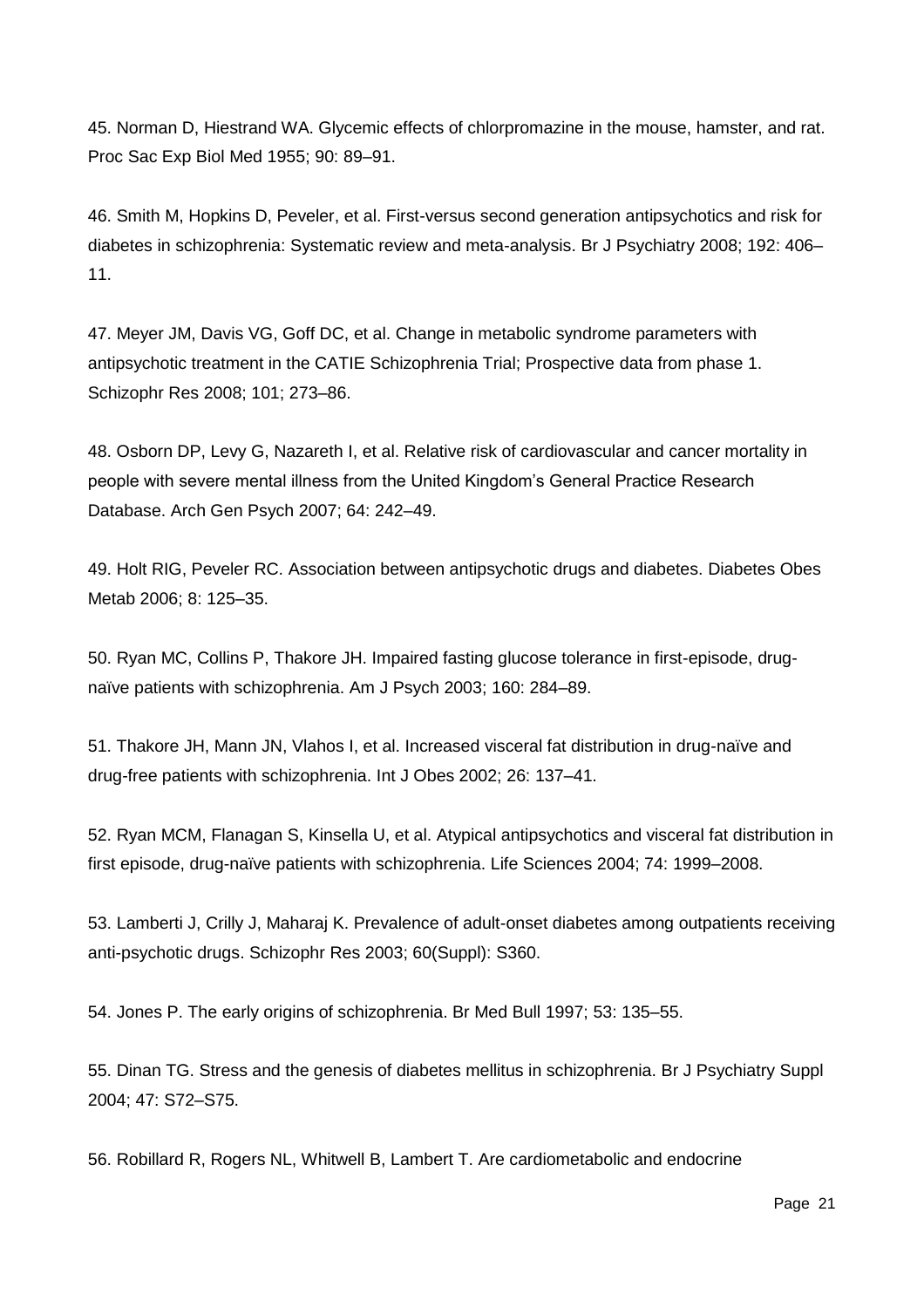45. Norman D, Hiestrand WA. Glycemic effects of chlorpromazine in the mouse, hamster, and rat. Proc Sac Exp Biol Med 1955; 90: 89–91.

46. Smith M, Hopkins D, Peveler, et al. First-versus second generation antipsychotics and risk for diabetes in schizophrenia: Systematic review and meta-analysis. Br J Psychiatry 2008; 192: 406–11.

47. Meyer JM, Davis VG, Goff DC, et al. Change in metabolic syndrome parameters with antipsychotic treatment in the CATIE Schizophrenia Trial; Prospective data from phase 1. Schizophr Res 2008; 101; 273–86.

48. Osborn DP, Levy G, Nazareth I, et al. Relative risk of cardiovascular and cancer mortality in people with severe mental illness from the United Kingdom's General Practice Research Database. Arch Gen Psych 2007; 64: 242–49.

49. Holt RIG, Peveler RC. Association between antipsychotic drugs and diabetes. Diabetes Obes Metab 2006; 8: 125–35.

50. Ryan MC, Collins P, Thakore JH. Impaired fasting glucose tolerance in first-episode, drug-naïve patients with schizophrenia. Am J Psych 2003; 160: 284–89.

51. Thakore JH, Mann JN, Vlahos I, et al. Increased visceral fat distribution in drug-naïve and drug-free patients with schizophrenia. Int J Obes 2002; 26: 137–41.

52. Ryan MCM, Flanagan S, Kinsella U, et al. Atypical antipsychotics and visceral fat distribution in first episode, drug-naïve patients with schizophrenia. Life Sciences 2004; 74: 1999–2008.

53. Lamberti J, Crilly J, Maharaj K. Prevalence of adult-onset diabetes among outpatients receiving anti-psychotic drugs. Schizophr Res 2003; 60(Suppl): S360.

54. Jones P. The early origins of schizophrenia. Br Med Bull 1997; 53: 135–55.

55. Dinan TG. Stress and the genesis of diabetes mellitus in schizophrenia. Br J Psychiatry Suppl 2004; 47: S72–S75.

56. Robillard R, Rogers NL, Whitwell B, Lambert T. Are cardiometabolic and endocrine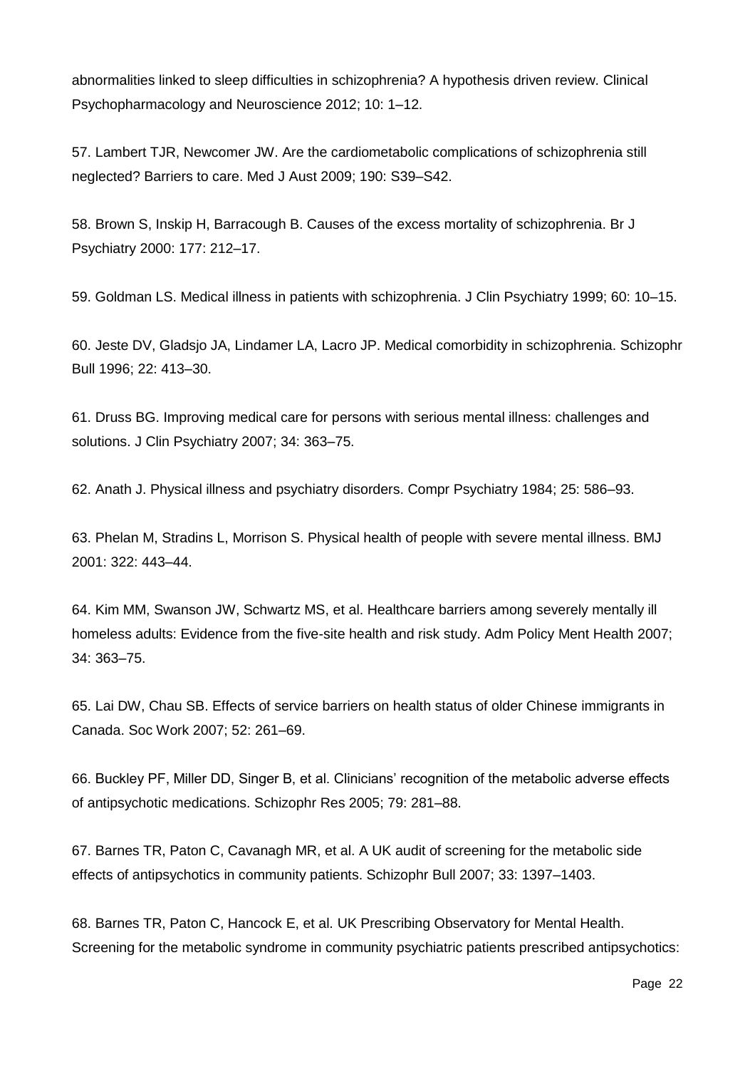abnormalities linked to sleep difficulties in schizophrenia? A hypothesis driven review. Clinical Psychopharmacology and Neuroscience 2012; 10: 1–12.

57. Lambert TJR, Newcomer JW. Are the cardiometabolic complications of schizophrenia still neglected? Barriers to care. Med J Aust 2009; 190: S39–S42.

58. Brown S, Inskip H, Barracough B. Causes of the excess mortality of schizophrenia. Br J Psychiatry 2000: 177: 212–17.

59. Goldman LS. Medical illness in patients with schizophrenia. J Clin Psychiatry 1999; 60: 10–15.

60. Jeste DV, Gladsjo JA, Lindamer LA, Lacro JP. Medical comorbidity in schizophrenia. Schizophr Bull 1996; 22: 413–30.

61. Druss BG. Improving medical care for persons with serious mental illness: challenges and solutions. J Clin Psychiatry 2007; 34: 363–75.

62. Anath J. Physical illness and psychiatry disorders. Compr Psychiatry 1984; 25: 586–93.

63. Phelan M, Stradins L, Morrison S. Physical health of people with severe mental illness. BMJ 2001: 322: 443–44.

64. Kim MM, Swanson JW, Schwartz MS, et al. Healthcare barriers among severely mentally ill homeless adults: Evidence from the five-site health and risk study. Adm Policy Ment Health 2007; 34: 363–75.

65. Lai DW, Chau SB. Effects of service barriers on health status of older Chinese immigrants in Canada. Soc Work 2007; 52: 261–69.

66. Buckley PF, Miller DD, Singer B, et al. Clinicians' recognition of the metabolic adverse effects of antipsychotic medications. Schizophr Res 2005; 79: 281–88.

67. Barnes TR, Paton C, Cavanagh MR, et al. A UK audit of screening for the metabolic side effects of antipsychotics in community patients. Schizophr Bull 2007; 33: 1397–1403.

68. Barnes TR, Paton C, Hancock E, et al. UK Prescribing Observatory for Mental Health. Screening for the metabolic syndrome in community psychiatric patients prescribed antipsychotics: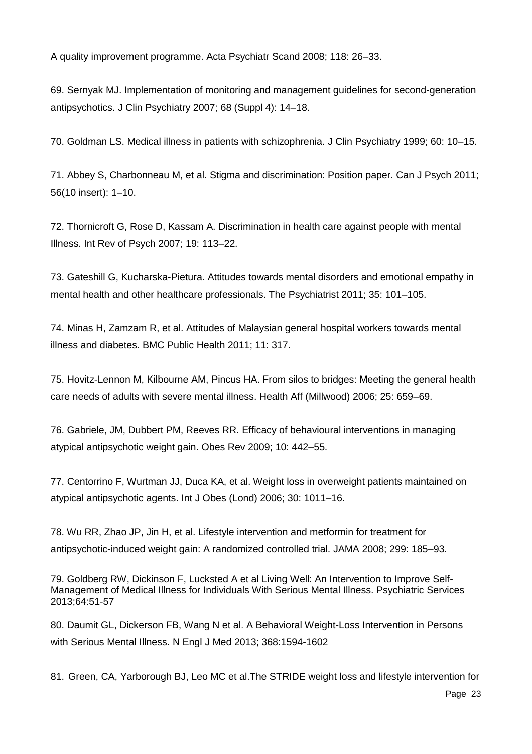A quality improvement programme. Acta Psychiatr Scand 2008; 118: 26–33.

69. Sernyak MJ. Implementation of monitoring and management guidelines for second-generation antipsychotics. J Clin Psychiatry 2007; 68 (Suppl 4): 14–18.

70. Goldman LS. Medical illness in patients with schizophrenia. J Clin Psychiatry 1999; 60: 10–15.

71. Abbey S, Charbonneau M, et al. Stigma and discrimination: Position paper. Can J Psych 2011; 56(10 insert): 1–10.

72. Thornicroft G, Rose D, Kassam A. Discrimination in health care against people with mental Illness. Int Rev of Psych 2007; 19: 113–22.

73. Gateshill G, Kucharska-Pietura. Attitudes towards mental disorders and emotional empathy in mental health and other healthcare professionals. The Psychiatrist 2011; 35: 101–105.

74. Minas H, Zamzam R, et al. Attitudes of Malaysian general hospital workers towards mental illness and diabetes. BMC Public Health 2011; 11: 317.

75. Hovitz-Lennon M, Kilbourne AM, Pincus HA. From silos to bridges: Meeting the general health care needs of adults with severe mental illness. Health Aff (Millwood) 2006; 25: 659–69.

76. Gabriele, JM, Dubbert PM, Reeves RR. Efficacy of behavioural interventions in managing atypical antipsychotic weight gain. Obes Rev 2009; 10: 442–55.

77. Centorrino F, Wurtman JJ, Duca KA, et al. Weight loss in overweight patients maintained on atypical antipsychotic agents. Int J Obes (Lond) 2006; 30: 1011–16.

78. Wu RR, Zhao JP, Jin H, et al. Lifestyle intervention and metformin for treatment for antipsychotic-induced weight gain: A randomized controlled trial. JAMA 2008; 299: 185–93.

79. Goldberg RW, Dickinson F, Lucksted A et al Living Well: An Intervention to Improve Self-Management of Medical Illness for Individuals With Serious Mental Illness. Psychiatric Services 2013;64:51-57

80. Daumit GL, Dickerson FB, Wang N et al. A Behavioral Weight-Loss Intervention in Persons with Serious Mental Illness. N Engl J Med 2013; 368:1594-1602

81. Green, CA, Yarborough BJ, Leo MC et al.The STRIDE weight loss and lifestyle intervention for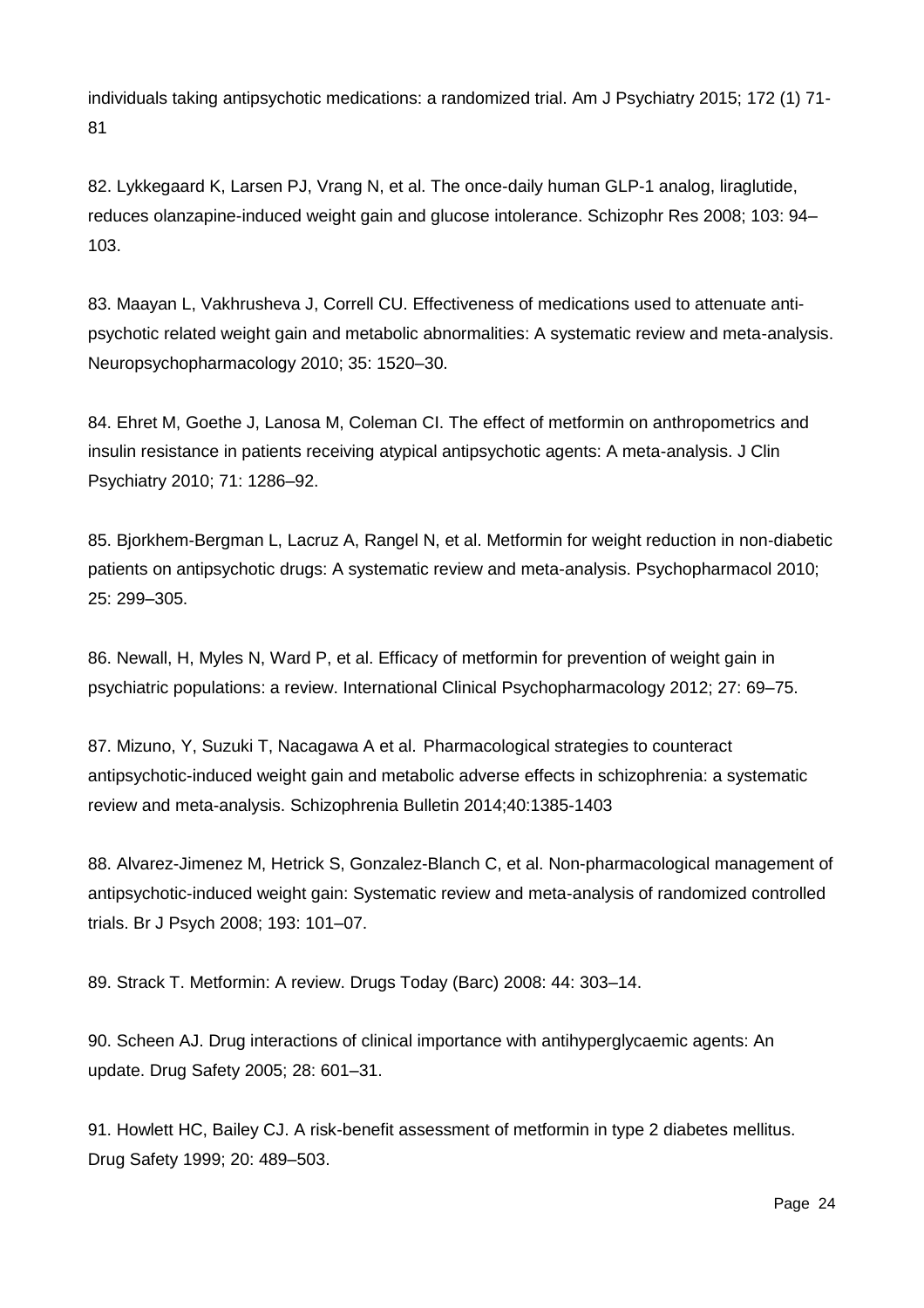individuals taking antipsychotic medications: a randomized trial. Am J Psychiatry 2015; 172 (1) 71-81

82. Lykkegaard K, Larsen PJ, Vrang N, et al. The once-daily human GLP-1 analog, liraglutide, reduces olanzapine-induced weight gain and glucose intolerance. Schizophr Res 2008; 103: 94–103.

83. Maayan L, Vakhrusheva J, Correll CU. Effectiveness of medications used to attenuate anti-psychotic related weight gain and metabolic abnormalities: A systematic review and meta-analysis. Neuropsychopharmacology 2010; 35: 1520–30.

84. Ehret M, Goethe J, Lanosa M, Coleman CI. The effect of metformin on anthropometrics and insulin resistance in patients receiving atypical antipsychotic agents: A meta-analysis. J Clin Psychiatry 2010; 71: 1286–92.

85. Bjorkhem-Bergman L, Lacruz A, Rangel N, et al. Metformin for weight reduction in non-diabetic patients on antipsychotic drugs: A systematic review and meta-analysis. Psychopharmacol 2010; 25: 299–305.

86. Newall, H, Myles N, Ward P, et al. Efficacy of metformin for prevention of weight gain in psychiatric populations: a review. International Clinical Psychopharmacology 2012; 27: 69–75.

87. Mizuno, Y, Suzuki T, Nacagawa A et al. Pharmacological strategies to counteract antipsychotic-induced weight gain and metabolic adverse effects in schizophrenia: a systematic review and meta-analysis. Schizophrenia Bulletin 2014;40:1385-1403

88. Alvarez-Jimenez M, Hetrick S, Gonzalez-Blanch C, et al. Non-pharmacological management of antipsychotic-induced weight gain: Systematic review and meta-analysis of randomized controlled trials. Br J Psych 2008; 193: 101–07.

89. Strack T. Metformin: A review. Drugs Today (Barc) 2008: 44: 303–14.

90. Scheen AJ. Drug interactions of clinical importance with antihyperglycaemic agents: An update. Drug Safety 2005; 28: 601–31.

91. Howlett HC, Bailey CJ. A risk-benefit assessment of metformin in type 2 diabetes mellitus. Drug Safety 1999; 20: 489–503.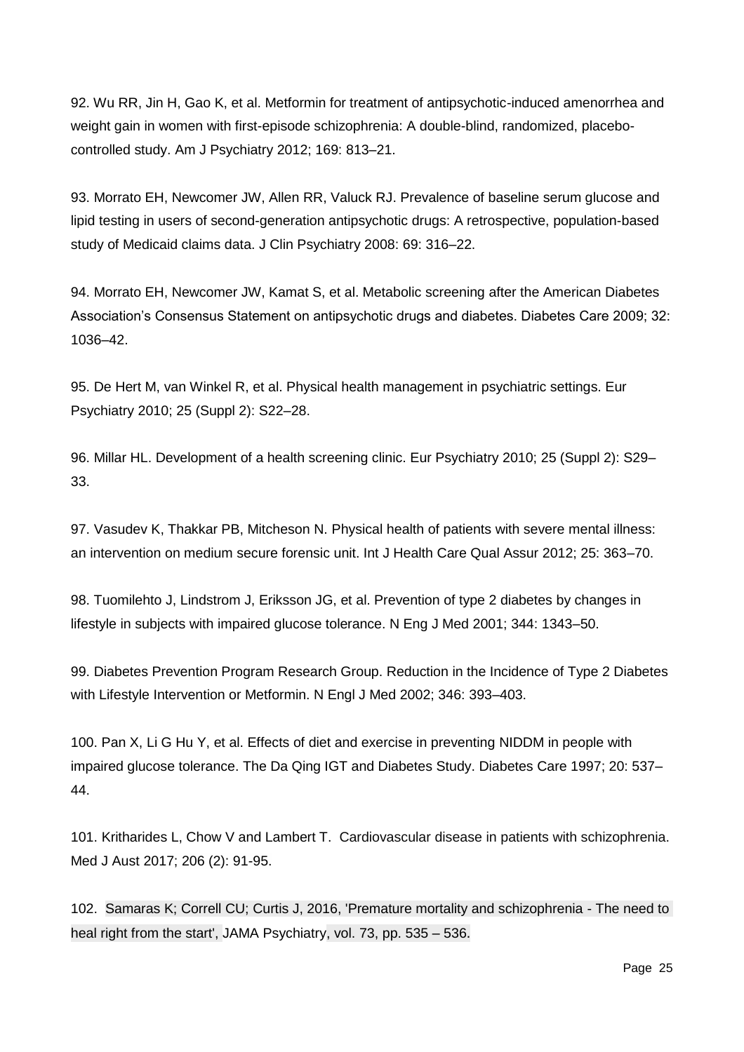92. Wu RR, Jin H, Gao K, et al. Metformin for treatment of antipsychotic-induced amenorrhea and weight gain in women with first-episode schizophrenia: A double-blind, randomized, placebo-controlled study. Am J Psychiatry 2012; 169: 813–21.

93. Morrato EH, Newcomer JW, Allen RR, Valuck RJ. Prevalence of baseline serum glucose and lipid testing in users of second-generation antipsychotic drugs: A retrospective, population-based study of Medicaid claims data. J Clin Psychiatry 2008: 69: 316–22.

94. Morrato EH, Newcomer JW, Kamat S, et al. Metabolic screening after the American Diabetes Association's Consensus Statement on antipsychotic drugs and diabetes. Diabetes Care 2009; 32: 1036–42.

95. De Hert M, van Winkel R, et al. Physical health management in psychiatric settings. Eur Psychiatry 2010; 25 (Suppl 2): S22–28.

96. Millar HL. Development of a health screening clinic. Eur Psychiatry 2010; 25 (Suppl 2): S29–33.

97. Vasudev K, Thakkar PB, Mitcheson N. Physical health of patients with severe mental illness: an intervention on medium secure forensic unit. Int J Health Care Qual Assur 2012; 25: 363–70.

98. Tuomilehto J, Lindstrom J, Eriksson JG, et al. Prevention of type 2 diabetes by changes in lifestyle in subjects with impaired glucose tolerance. N Eng J Med 2001; 344: 1343–50.

99. Diabetes Prevention Program Research Group. Reduction in the Incidence of Type 2 Diabetes with Lifestyle Intervention or Metformin. N Engl J Med 2002; 346: 393–403.

100. Pan X, Li G Hu Y, et al. Effects of diet and exercise in preventing NIDDM in people with impaired glucose tolerance. The Da Qing IGT and Diabetes Study. Diabetes Care 1997; 20: 537–44.

101. Kritharides L, Chow V and Lambert T. Cardiovascular disease in patients with schizophrenia. Med J Aust 2017; 206 (2): 91-95.

102. Samaras K; Correll CU; Curtis J, 2016, 'Premature mortality and schizophrenia - The need to heal right from the start', JAMA Psychiatry, vol. 73, pp. 535 – 536.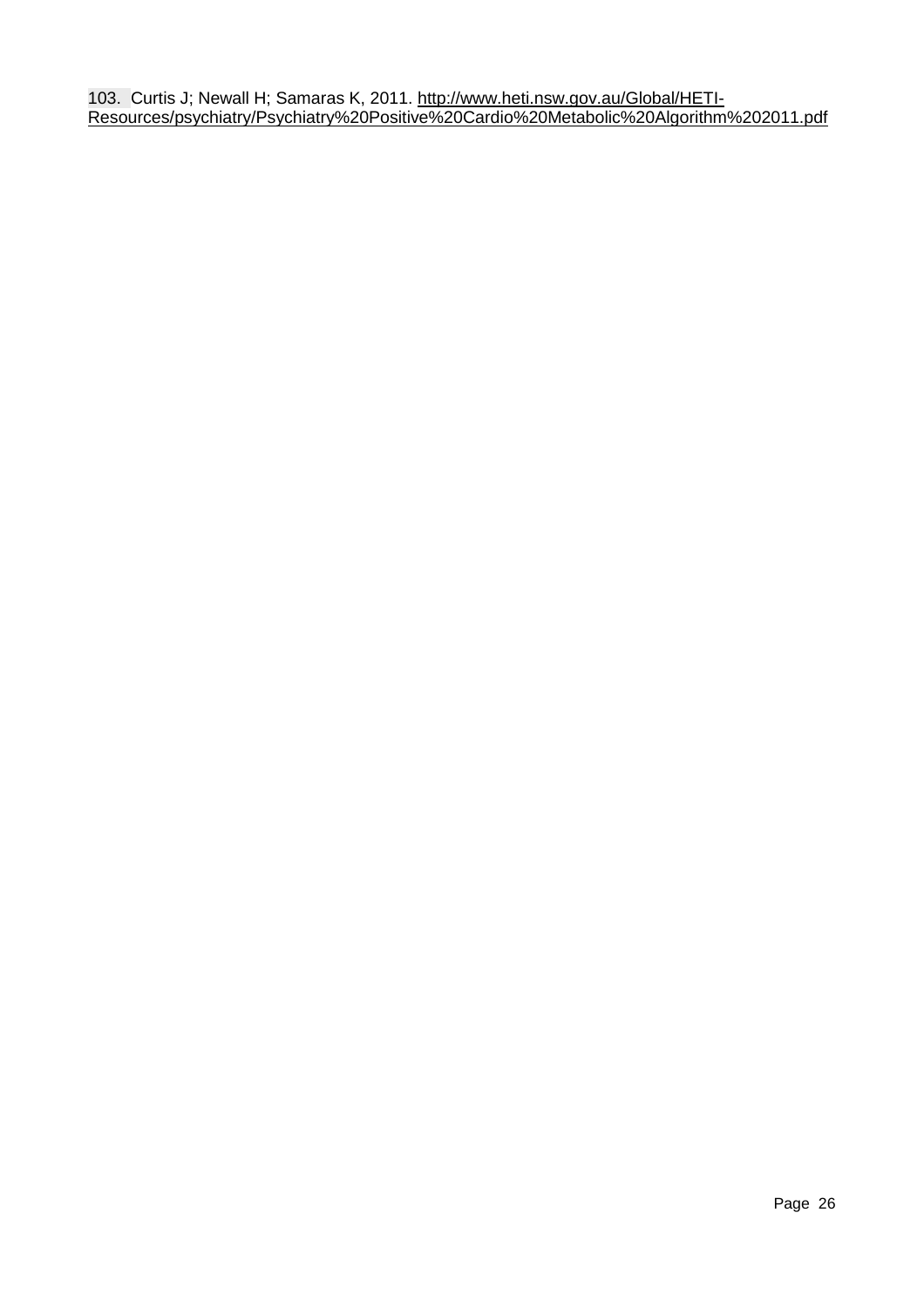103. Curtis J; Newall H; Samaras K, 2011. http://www.heti.nsw.gov.au/Global/HETI-Resources/psychiatry/Psychiatry%20Positive%20Cardio%20Metabolic%20Algorithm%202011.pdf